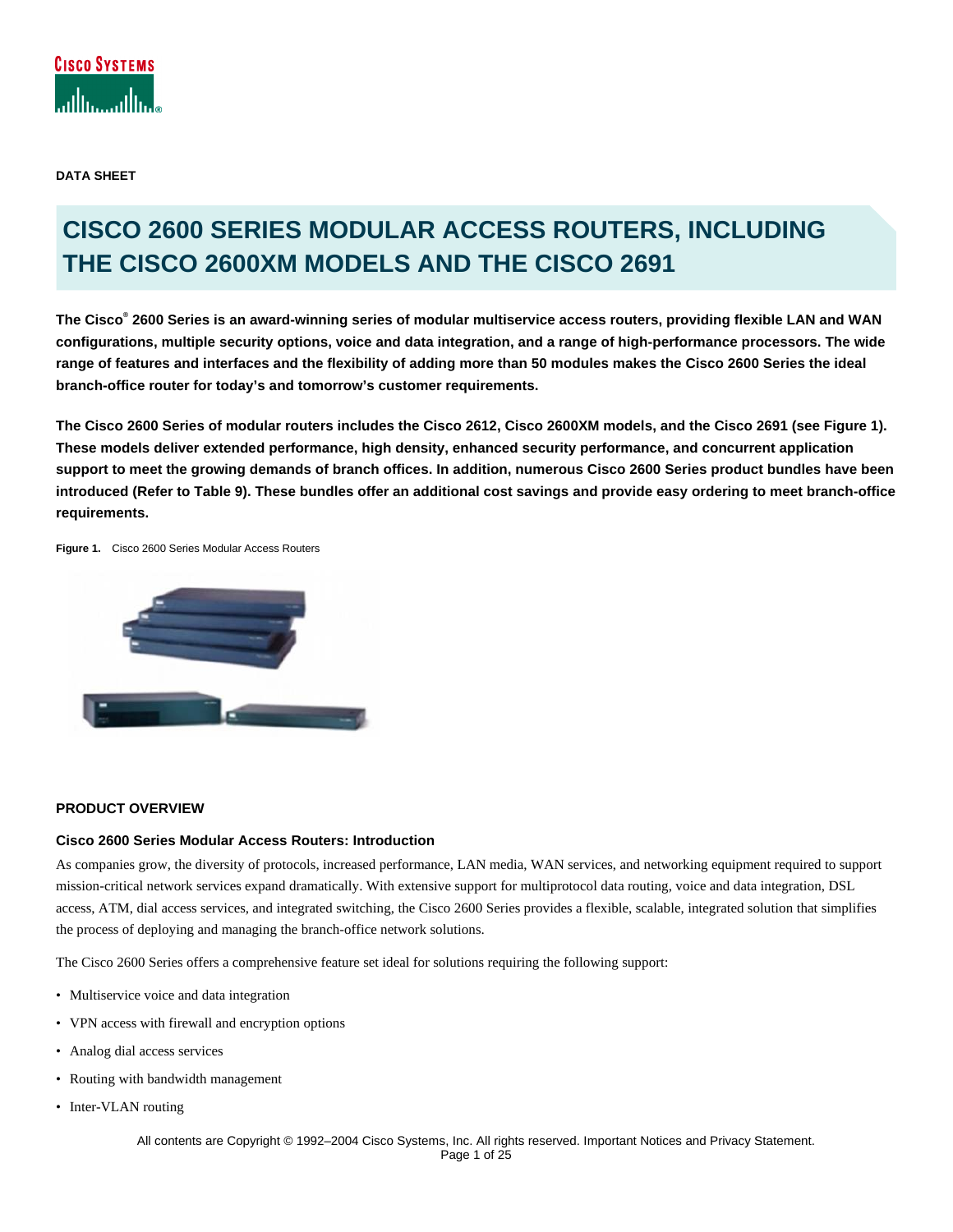DATA SHEET

# CISCO 2600 SERIES MODULAR ACCESS ROUTERS, INCLUDING THE CISCO 2600XM MODELS AND THE CISCO 2691

**The Cisco® 2600 Series is an award-winning series of modular multiservice access routers, providing flexible LAN and WAN configurations, multiple security options, voice and data integration, and a range of high-performance processors. The wide range of features and interfaces and the flexibility of adding more than 50 modules makes the Cisco 2600 Series the ideal branch-office router for today's and tomorrow's customer requirements.**

**The Cisco 2600 Series of modular routers includes the Cisco 2612, Cisco 2600XM models, and the Cisco 2691 (see Figure 1). These models deliver extended performance, high density, enhanced security performance, and concurrent application support to meet the growing demands of branch offices. In addition, numerous Cisco 2600 Series product bundles have been introduced (Refer to Table 9). These bundles offer an additional cost savings and provide easy ordering to meet branch-office requirements.**

**Figure 1.** Cisco 2600 Series Modular Access Routers

## PRODUCT OVERVIEW

### Cisco 2600 Series Modular Access Routers: Introduction

As companies grow, the diversity of protocols, increased performance, LAN media, WAN services, and networking equipment required to support mission-critical network services expand dramatically. With extensive support for multiprotocol data routing, voice and data integration, DSL access, ATM, dial access services, and integrated switching, the Cisco 2600 Series provides a flexible, scalable, integrated solution that simplifies the process of deploying and managing the branch-office network solutions.

The Cisco 2600 Series offers a comprehensive feature set ideal for solutions requiring the following support:

- Multiservice voice and data integration
- VPN access with firewall and encryption options
- Analog dial access services
- Routing with bandwidth management
- Inter-VLAN routing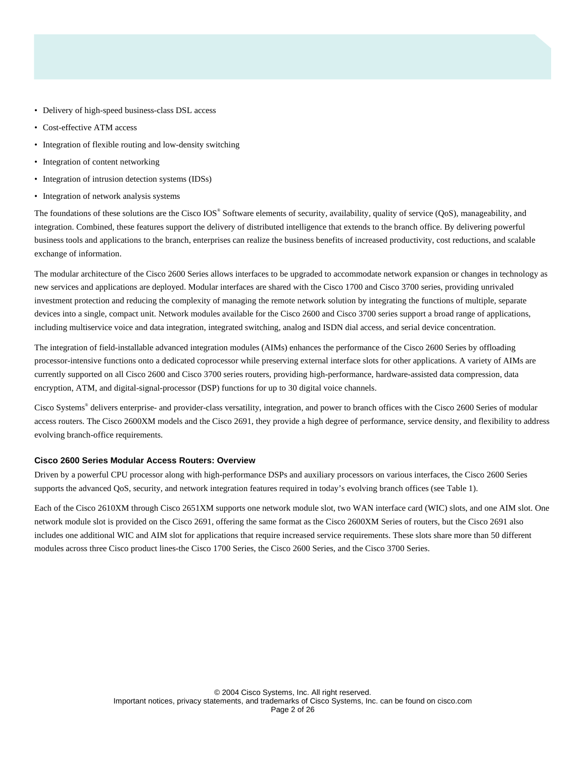- Delivery of high-speed business-class DSL access
- Cost-effective ATM access
- Integration of flexible routing and low-density switching
- Integration of content networking
- Integration of intrusion detection systems (IDSs)
- Integration of network analysis systems

The foundations of these solutions are the Cisco IOS® Software elements of security, availability, quality of service (QoS), manageability, and integration. Combined, these features support the delivery of distributed intelligence that extends to the branch office. By delivering powerful business tools and applications to the branch, enterprises can realize the business benefits of increased productivity, cost reductions, and scalable exchange of information.

The modular architecture of the Cisco 2600 Series allows interfaces to be upgraded to accommodate network expansion or changes in technology as new services and applications are deployed. Modular interfaces are shared with the Cisco 1700 and Cisco 3700 series, providing unrivaled investment protection and reducing the complexity of managing the remote network solution by integrating the functions of multiple, separate devices into a single, compact unit. Network modules available for the Cisco 2600 and Cisco 3700 series support a broad range of applications, including multiservice voice and data integration, integrated switching, analog and ISDN dial access, and serial device concentration.

The integration of field-installable advanced integration modules (AIMs) enhances the performance of the Cisco 2600 Series by offloading processor-intensive functions onto a dedicated coprocessor while preserving external interface slots for other applications. A variety of AIMs are currently supported on all Cisco 2600 and Cisco 3700 series routers, providing high-performance, hardware-assisted data compression, data encryption, ATM, and digital-signal-processor (DSP) functions for up to 30 digital voice channels.

Cisco Systems® delivers enterprise- and provider-class versatility, integration, and power to branch offices with the Cisco 2600 Series of modular access routers. The Cisco 2600XM models and the Cisco 2691, they provide a high degree of performance, service density, and flexibility to address evolving branch-office requirements.

### Cisco 2600 Series Modular Access Routers: Overview

Driven by a powerful CPU processor along with high-performance DSPs and auxiliary processors on various interfaces, the Cisco 2600 Series supports the advanced QoS, security, and network integration features required in today's evolving branch offices (see Table 1).

Each of the Cisco 2610XM through Cisco 2651XM supports one network module slot, two WAN interface card (WIC) slots, and one AIM slot. One network module slot is provided on the Cisco 2691, offering the same format as the Cisco 2600XM Series of routers, but the Cisco 2691 also includes one additional WIC and AIM slot for applications that require increased service requirements. These slots share more than 50 different modules across three Cisco product lines-the Cisco 1700 Series, the Cisco 2600 Series, and the Cisco 3700 Series.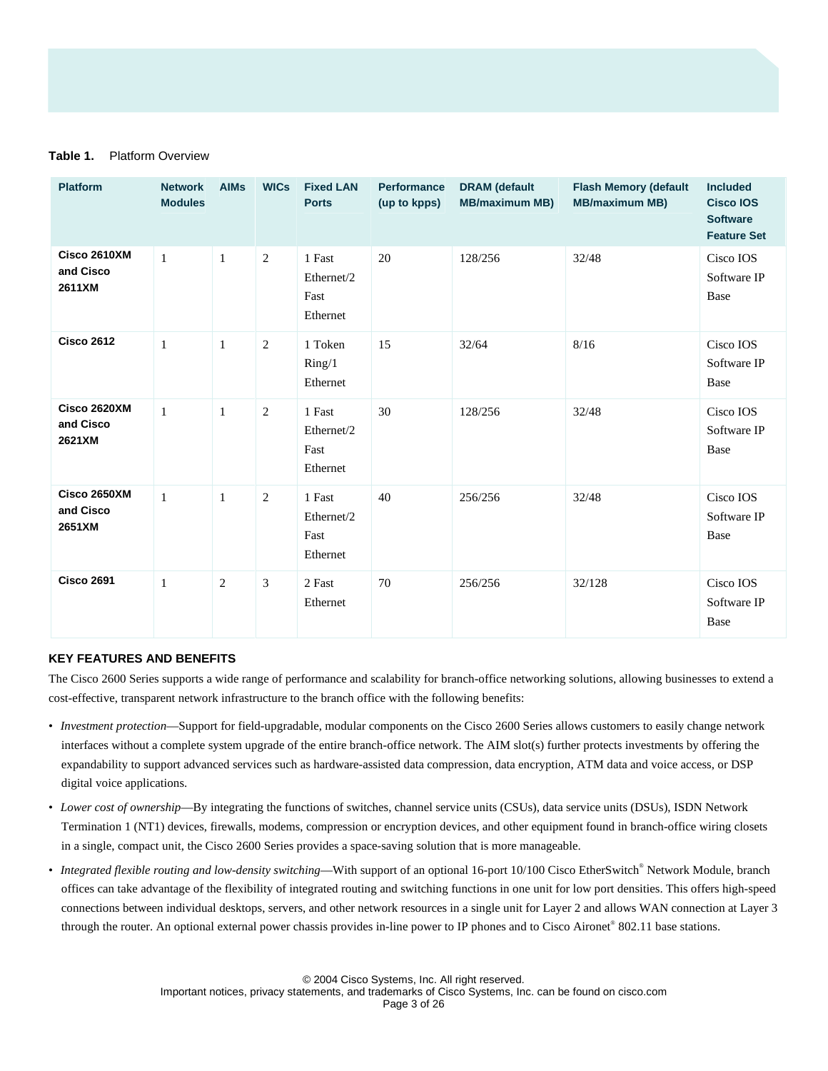**Table 1.** Platform Overview

| Platform | Network Modules | AIMs | WICs | Fixed LAN Ports | Performance (up to kpps) | DRAM (default MB/maximum MB) | Flash Memory (default MB/maximum MB) | Included Cisco IOS Software Feature Set |
|---|---|---|---|---|---|---|---|---|
| **Cisco 2610XM and Cisco 2611XM** | 1 | 1 | 2 | 1 Fast Ethernet/2 Fast Ethernet | 20 | 128/256 | 32/48 | Cisco IOS Software IP Base |
| **Cisco 2612** | 1 | 1 | 2 | 1 Token Ring/1 Ethernet | 15 | 32/64 | 8/16 | Cisco IOS Software IP Base |
| **Cisco 2620XM and Cisco 2621XM** | 1 | 1 | 2 | 1 Fast Ethernet/2 Fast Ethernet | 30 | 128/256 | 32/48 | Cisco IOS Software IP Base |
| **Cisco 2650XM and Cisco 2651XM** | 1 | 1 | 2 | 1 Fast Ethernet/2 Fast Ethernet | 40 | 256/256 | 32/48 | Cisco IOS Software IP Base |
| **Cisco 2691** | 1 | 2 | 3 | 2 Fast Ethernet | 70 | 256/256 | 32/128 | Cisco IOS Software IP Base |

## KEY FEATURES AND BENEFITS

The Cisco 2600 Series supports a wide range of performance and scalability for branch-office networking solutions, allowing businesses to extend a cost-effective, transparent network infrastructure to the branch office with the following benefits:

- *Investment protection*—Support for field-upgradable, modular components on the Cisco 2600 Series allows customers to easily change network interfaces without a complete system upgrade of the entire branch-office network. The AIM slot(s) further protects investments by offering the expandability to support advanced services such as hardware-assisted data compression, data encryption, ATM data and voice access, or DSP digital voice applications.
- *Lower cost of ownership*—By integrating the functions of switches, channel service units (CSUs), data service units (DSUs), ISDN Network Termination 1 (NT1) devices, firewalls, modems, compression or encryption devices, and other equipment found in branch-office wiring closets in a single, compact unit, the Cisco 2600 Series provides a space-saving solution that is more manageable.
- *Integrated flexible routing and low-density switching*—With support of an optional 16-port 10/100 Cisco EtherSwitch® Network Module, branch offices can take advantage of the flexibility of integrated routing and switching functions in one unit for low port densities. This offers high-speed connections between individual desktops, servers, and other network resources in a single unit for Layer 2 and allows WAN connection at Layer 3 through the router. An optional external power chassis provides in-line power to IP phones and to Cisco Aironet® 802.11 base stations.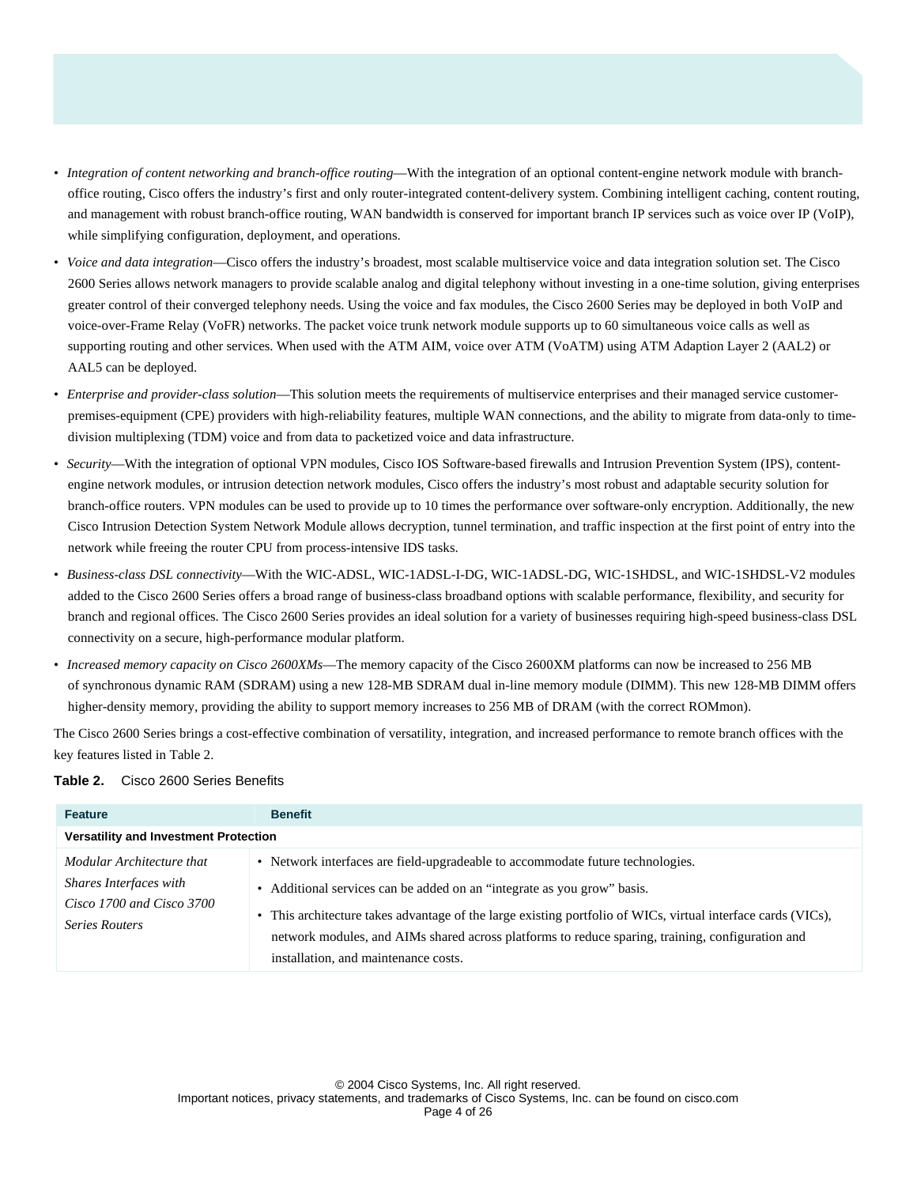- *Integration of content networking and branch-office routing*—With the integration of an optional content-engine network module with branch-office routing, Cisco offers the industry's first and only router-integrated content-delivery system. Combining intelligent caching, content routing, and management with robust branch-office routing, WAN bandwidth is conserved for important branch IP services such as voice over IP (VoIP), while simplifying configuration, deployment, and operations.
- *Voice and data integration*—Cisco offers the industry's broadest, most scalable multiservice voice and data integration solution set. The Cisco 2600 Series allows network managers to provide scalable analog and digital telephony without investing in a one-time solution, giving enterprises greater control of their converged telephony needs. Using the voice and fax modules, the Cisco 2600 Series may be deployed in both VoIP and voice-over-Frame Relay (VoFR) networks. The packet voice trunk network module supports up to 60 simultaneous voice calls as well as supporting routing and other services. When used with the ATM AIM, voice over ATM (VoATM) using ATM Adaption Layer 2 (AAL2) or AAL5 can be deployed.
- *Enterprise and provider-class solution*—This solution meets the requirements of multiservice enterprises and their managed service customer-premises-equipment (CPE) providers with high-reliability features, multiple WAN connections, and the ability to migrate from data-only to time-division multiplexing (TDM) voice and from data to packetized voice and data infrastructure.
- *Security*—With the integration of optional VPN modules, Cisco IOS Software-based firewalls and Intrusion Prevention System (IPS), content-engine network modules, or intrusion detection network modules, Cisco offers the industry's most robust and adaptable security solution for branch-office routers. VPN modules can be used to provide up to 10 times the performance over software-only encryption. Additionally, the new Cisco Intrusion Detection System Network Module allows decryption, tunnel termination, and traffic inspection at the first point of entry into the network while freeing the router CPU from process-intensive IDS tasks.
- *Business-class DSL connectivity*—With the WIC-ADSL, WIC-1ADSL-I-DG, WIC-1ADSL-DG, WIC-1SHDSL, and WIC-1SHDSL-V2 modules added to the Cisco 2600 Series offers a broad range of business-class broadband options with scalable performance, flexibility, and security for branch and regional offices. The Cisco 2600 Series provides an ideal solution for a variety of businesses requiring high-speed business-class DSL connectivity on a secure, high-performance modular platform.
- *Increased memory capacity on Cisco 2600XMs*—The memory capacity of the Cisco 2600XM platforms can now be increased to 256 MB of synchronous dynamic RAM (SDRAM) using a new 128-MB SDRAM dual in-line memory module (DIMM). This new 128-MB DIMM offers higher-density memory, providing the ability to support memory increases to 256 MB of DRAM (with the correct ROMmon).

The Cisco 2600 Series brings a cost-effective combination of versatility, integration, and increased performance to remote branch offices with the key features listed in Table 2.

**Table 2.** Cisco 2600 Series Benefits

| Feature | Benefit |
|---|---|
| **Versatility and Investment Protection** | |
| *Modular Architecture that Shares Interfaces with Cisco 1700 and Cisco 3700 Series Routers* | • Network interfaces are field-upgradeable to accommodate future technologies.<br>• Additional services can be added on an "integrate as you grow" basis.<br>• This architecture takes advantage of the large existing portfolio of WICs, virtual interface cards (VICs), network modules, and AIMs shared across platforms to reduce sparing, training, configuration and installation, and maintenance costs. |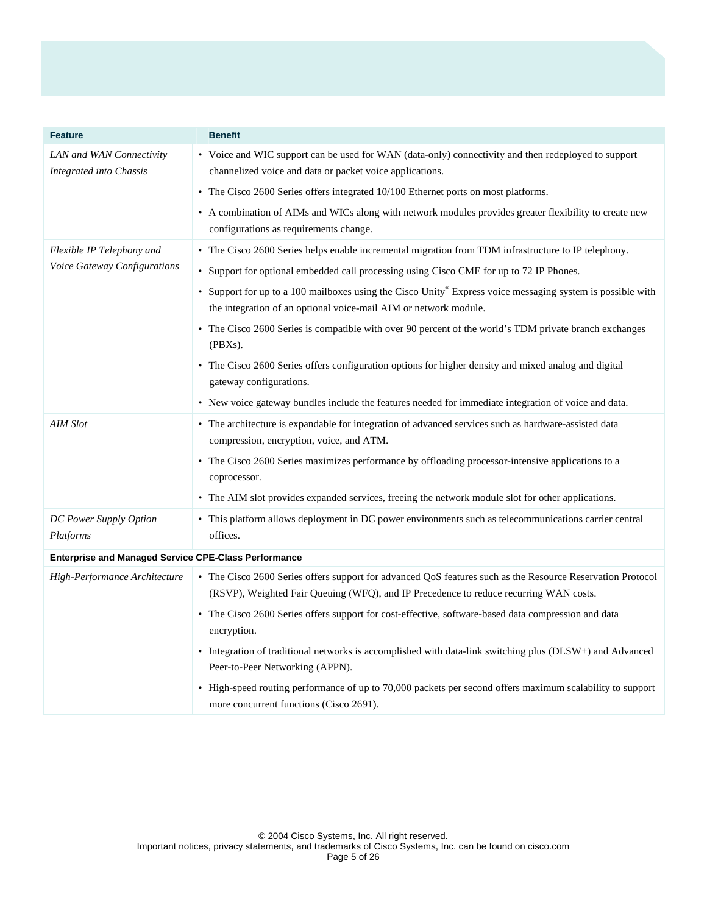| Feature | Benefit |
|---|---|
| *LAN and WAN Connectivity Integrated into Chassis* | • Voice and WIC support can be used for WAN (data-only) connectivity and then redeployed to support channelized voice and data or packet voice applications.<br>• The Cisco 2600 Series offers integrated 10/100 Ethernet ports on most platforms.<br>• A combination of AIMs and WICs along with network modules provides greater flexibility to create new configurations as requirements change. |
| *Flexible IP Telephony and Voice Gateway Configurations* | • The Cisco 2600 Series helps enable incremental migration from TDM infrastructure to IP telephony.<br>• Support for optional embedded call processing using Cisco CME for up to 72 IP Phones.<br>• Support for up to a 100 mailboxes using the Cisco Unity® Express voice messaging system is possible with the integration of an optional voice-mail AIM or network module.<br>• The Cisco 2600 Series is compatible with over 90 percent of the world's TDM private branch exchanges (PBXs).<br>• The Cisco 2600 Series offers configuration options for higher density and mixed analog and digital gateway configurations.<br>• New voice gateway bundles include the features needed for immediate integration of voice and data. |
| *AIM Slot* | • The architecture is expandable for integration of advanced services such as hardware-assisted data compression, encryption, voice, and ATM.<br>• The Cisco 2600 Series maximizes performance by offloading processor-intensive applications to a coprocessor.<br>• The AIM slot provides expanded services, freeing the network module slot for other applications. |
| *DC Power Supply Option Platforms* | • This platform allows deployment in DC power environments such as telecommunications carrier central offices. |
| **Enterprise and Managed Service CPE-Class Performance** | |
| *High-Performance Architecture* | • The Cisco 2600 Series offers support for advanced QoS features such as the Resource Reservation Protocol (RSVP), Weighted Fair Queuing (WFQ), and IP Precedence to reduce recurring WAN costs.<br>• The Cisco 2600 Series offers support for cost-effective, software-based data compression and data encryption.<br>• Integration of traditional networks is accomplished with data-link switching plus (DLSW+) and Advanced Peer-to-Peer Networking (APPN).<br>• High-speed routing performance of up to 70,000 packets per second offers maximum scalability to support more concurrent functions (Cisco 2691). |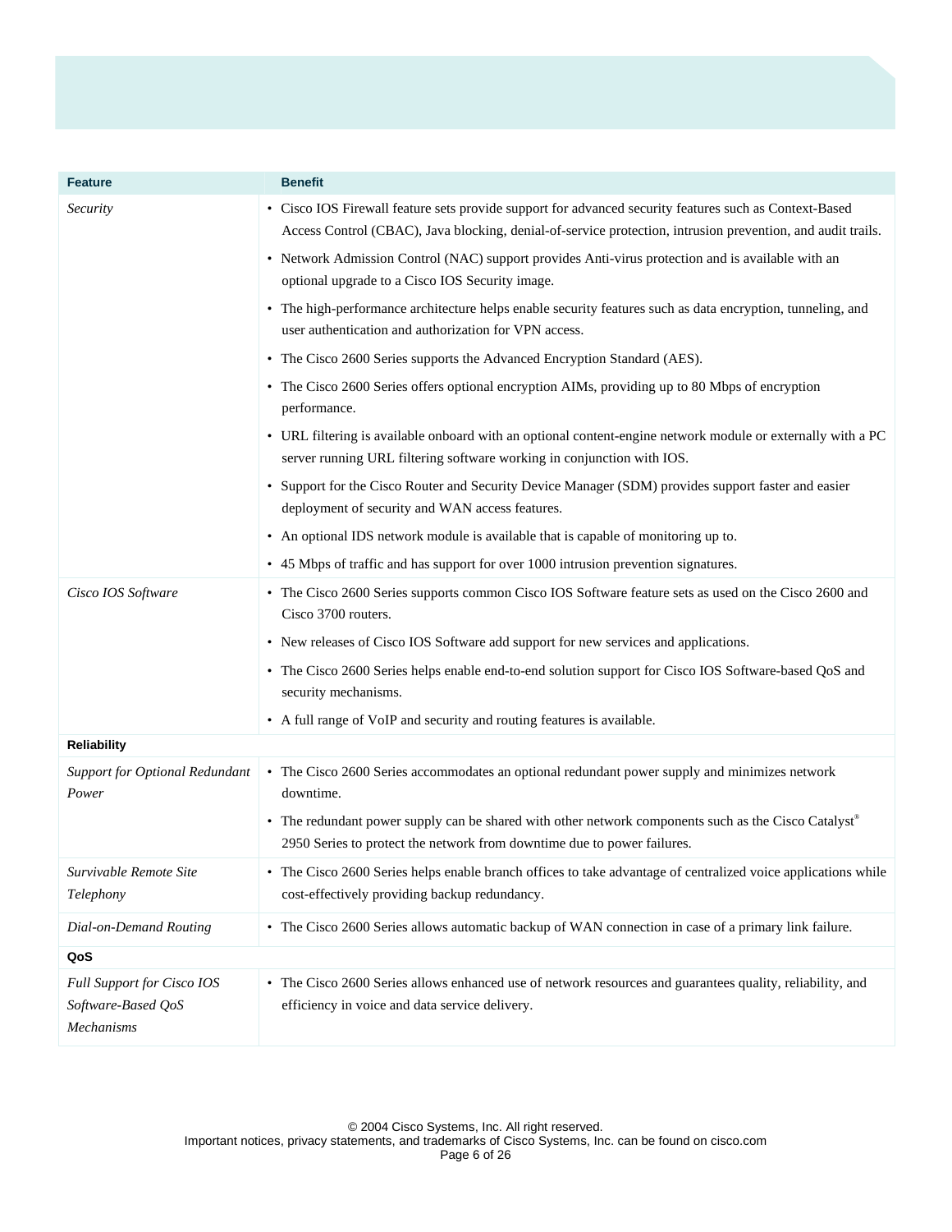| Feature | Benefit |
|---|---|
| *Security* | • Cisco IOS Firewall feature sets provide support for advanced security features such as Context-Based Access Control (CBAC), Java blocking, denial-of-service protection, intrusion prevention, and audit trails.<br>• Network Admission Control (NAC) support provides Anti-virus protection and is available with an optional upgrade to a Cisco IOS Security image.<br>• The high-performance architecture helps enable security features such as data encryption, tunneling, and user authentication and authorization for VPN access.<br>• The Cisco 2600 Series supports the Advanced Encryption Standard (AES).<br>• The Cisco 2600 Series offers optional encryption AIMs, providing up to 80 Mbps of encryption performance.<br>• URL filtering is available onboard with an optional content-engine network module or externally with a PC server running URL filtering software working in conjunction with IOS.<br>• Support for the Cisco Router and Security Device Manager (SDM) provides support faster and easier deployment of security and WAN access features.<br>• An optional IDS network module is available that is capable of monitoring up to.<br>• 45 Mbps of traffic and has support for over 1000 intrusion prevention signatures. |
| *Cisco IOS Software* | • The Cisco 2600 Series supports common Cisco IOS Software feature sets as used on the Cisco 2600 and Cisco 3700 routers.<br>• New releases of Cisco IOS Software add support for new services and applications.<br>• The Cisco 2600 Series helps enable end-to-end solution support for Cisco IOS Software-based QoS and security mechanisms.<br>• A full range of VoIP and security and routing features is available. |
| **Reliability** | |
| *Support for Optional Redundant Power* | • The Cisco 2600 Series accommodates an optional redundant power supply and minimizes network downtime.<br>• The redundant power supply can be shared with other network components such as the Cisco Catalyst® 2950 Series to protect the network from downtime due to power failures. |
| *Survivable Remote Site Telephony* | • The Cisco 2600 Series helps enable branch offices to take advantage of centralized voice applications while cost-effectively providing backup redundancy. |
| *Dial-on-Demand Routing* | • The Cisco 2600 Series allows automatic backup of WAN connection in case of a primary link failure. |
| **QoS** | |
| *Full Support for Cisco IOS Software-Based QoS Mechanisms* | • The Cisco 2600 Series allows enhanced use of network resources and guarantees quality, reliability, and efficiency in voice and data service delivery. |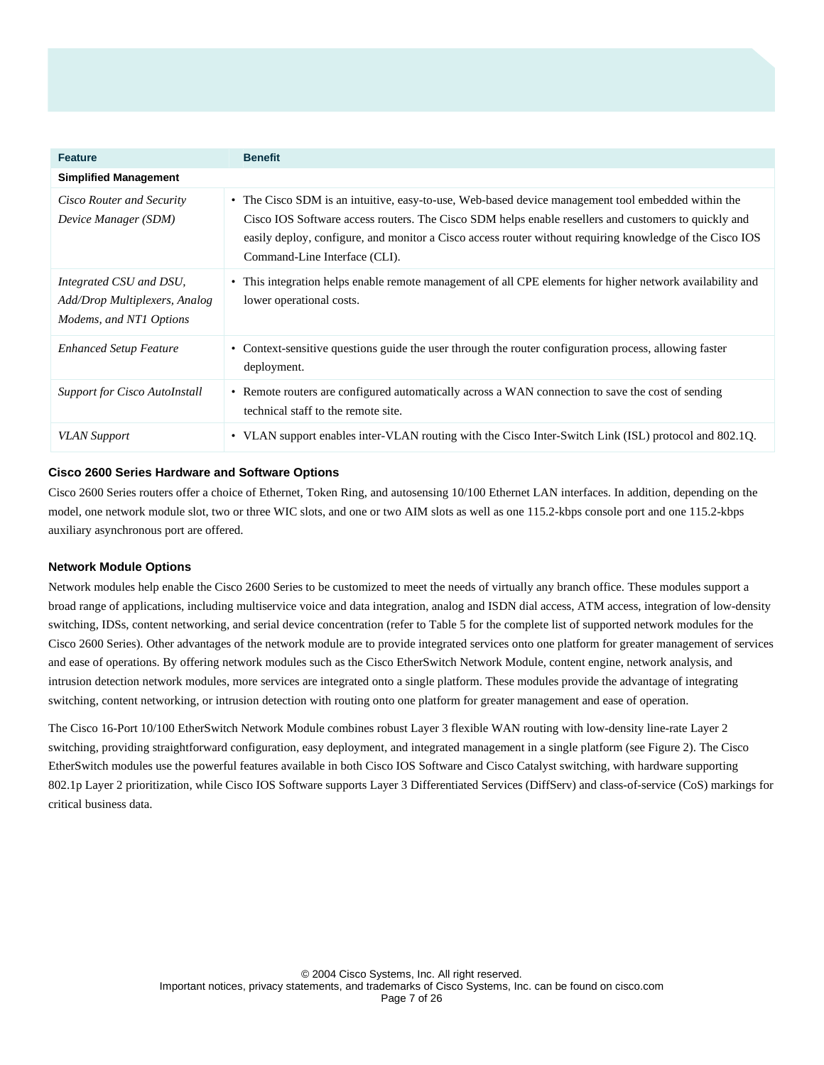| Feature | Benefit |
|---|---|
| **Simplified Management** | |
| *Cisco Router and Security Device Manager (SDM)* | • The Cisco SDM is an intuitive, easy-to-use, Web-based device management tool embedded within the Cisco IOS Software access routers. The Cisco SDM helps enable resellers and customers to quickly and easily deploy, configure, and monitor a Cisco access router without requiring knowledge of the Cisco IOS Command-Line Interface (CLI). |
| *Integrated CSU and DSU, Add/Drop Multiplexers, Analog Modems, and NT1 Options* | • This integration helps enable remote management of all CPE elements for higher network availability and lower operational costs. |
| *Enhanced Setup Feature* | • Context-sensitive questions guide the user through the router configuration process, allowing faster deployment. |
| *Support for Cisco AutoInstall* | • Remote routers are configured automatically across a WAN connection to save the cost of sending technical staff to the remote site. |
| *VLAN Support* | • VLAN support enables inter-VLAN routing with the Cisco Inter-Switch Link (ISL) protocol and 802.1Q. |

### Cisco 2600 Series Hardware and Software Options

Cisco 2600 Series routers offer a choice of Ethernet, Token Ring, and autosensing 10/100 Ethernet LAN interfaces. In addition, depending on the model, one network module slot, two or three WIC slots, and one or two AIM slots as well as one 115.2-kbps console port and one 115.2-kbps auxiliary asynchronous port are offered.

### Network Module Options

Network modules help enable the Cisco 2600 Series to be customized to meet the needs of virtually any branch office. These modules support a broad range of applications, including multiservice voice and data integration, analog and ISDN dial access, ATM access, integration of low-density switching, IDSs, content networking, and serial device concentration (refer to Table 5 for the complete list of supported network modules for the Cisco 2600 Series). Other advantages of the network module are to provide integrated services onto one platform for greater management of services and ease of operations. By offering network modules such as the Cisco EtherSwitch Network Module, content engine, network analysis, and intrusion detection network modules, more services are integrated onto a single platform. These modules provide the advantage of integrating switching, content networking, or intrusion detection with routing onto one platform for greater management and ease of operation.

The Cisco 16-Port 10/100 EtherSwitch Network Module combines robust Layer 3 flexible WAN routing with low-density line-rate Layer 2 switching, providing straightforward configuration, easy deployment, and integrated management in a single platform (see Figure 2). The Cisco EtherSwitch modules use the powerful features available in both Cisco IOS Software and Cisco Catalyst switching, with hardware supporting 802.1p Layer 2 prioritization, while Cisco IOS Software supports Layer 3 Differentiated Services (DiffServ) and class-of-service (CoS) markings for critical business data.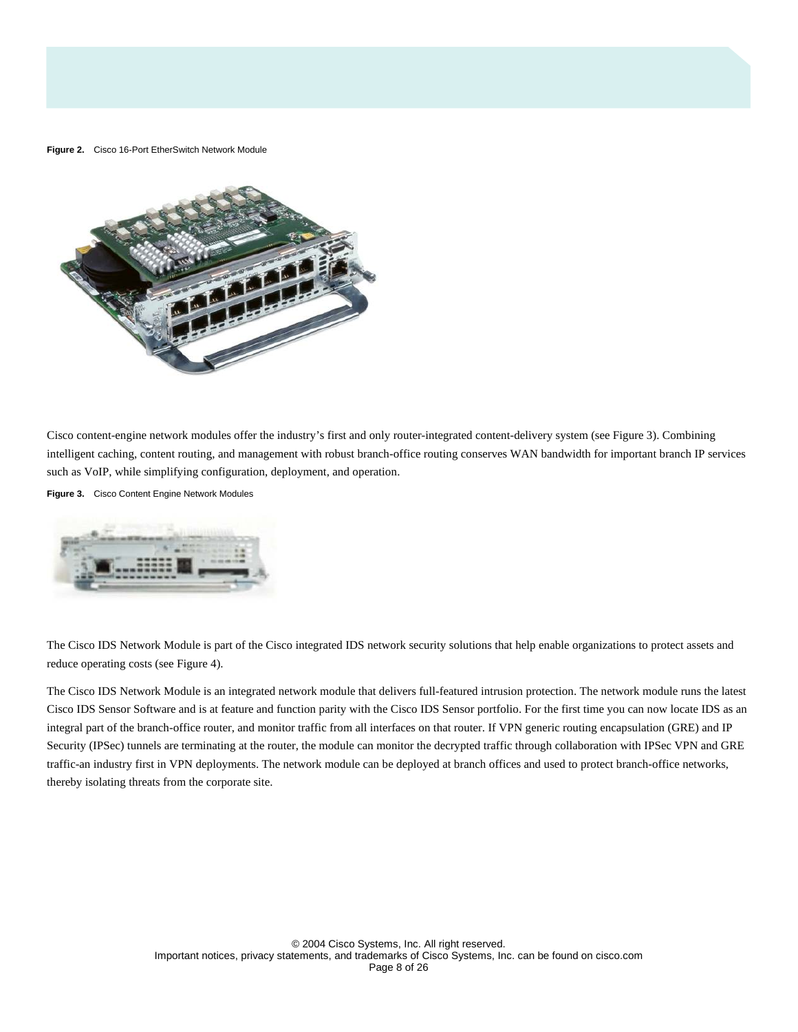**Figure 2.** Cisco 16-Port EtherSwitch Network Module

Cisco content-engine network modules offer the industry's first and only router-integrated content-delivery system (see Figure 3). Combining intelligent caching, content routing, and management with robust branch-office routing conserves WAN bandwidth for important branch IP services such as VoIP, while simplifying configuration, deployment, and operation.

**Figure 3.** Cisco Content Engine Network Modules

The Cisco IDS Network Module is part of the Cisco integrated IDS network security solutions that help enable organizations to protect assets and reduce operating costs (see Figure 4).

The Cisco IDS Network Module is an integrated network module that delivers full-featured intrusion protection. The network module runs the latest Cisco IDS Sensor Software and is at feature and function parity with the Cisco IDS Sensor portfolio. For the first time you can now locate IDS as an integral part of the branch-office router, and monitor traffic from all interfaces on that router. If VPN generic routing encapsulation (GRE) and IP Security (IPSec) tunnels are terminating at the router, the module can monitor the decrypted traffic through collaboration with IPSec VPN and GRE traffic-an industry first in VPN deployments. The network module can be deployed at branch offices and used to protect branch-office networks, thereby isolating threats from the corporate site.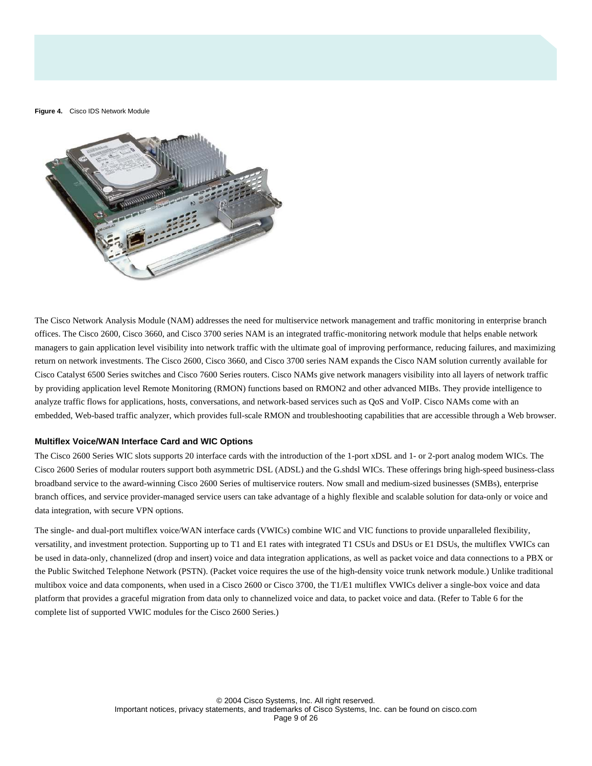**Figure 4.** Cisco IDS Network Module

The Cisco Network Analysis Module (NAM) addresses the need for multiservice network management and traffic monitoring in enterprise branch offices. The Cisco 2600, Cisco 3660, and Cisco 3700 series NAM is an integrated traffic-monitoring network module that helps enable network managers to gain application level visibility into network traffic with the ultimate goal of improving performance, reducing failures, and maximizing return on network investments. The Cisco 2600, Cisco 3660, and Cisco 3700 series NAM expands the Cisco NAM solution currently available for Cisco Catalyst 6500 Series switches and Cisco 7600 Series routers. Cisco NAMs give network managers visibility into all layers of network traffic by providing application level Remote Monitoring (RMON) functions based on RMON2 and other advanced MIBs. They provide intelligence to analyze traffic flows for applications, hosts, conversations, and network-based services such as QoS and VoIP. Cisco NAMs come with an embedded, Web-based traffic analyzer, which provides full-scale RMON and troubleshooting capabilities that are accessible through a Web browser.

### Multiflex Voice/WAN Interface Card and WIC Options

The Cisco 2600 Series WIC slots supports 20 interface cards with the introduction of the 1-port xDSL and 1- or 2-port analog modem WICs. The Cisco 2600 Series of modular routers support both asymmetric DSL (ADSL) and the G.shdsl WICs. These offerings bring high-speed business-class broadband service to the award-winning Cisco 2600 Series of multiservice routers. Now small and medium-sized businesses (SMBs), enterprise branch offices, and service provider-managed service users can take advantage of a highly flexible and scalable solution for data-only or voice and data integration, with secure VPN options.

The single- and dual-port multiflex voice/WAN interface cards (VWICs) combine WIC and VIC functions to provide unparalleled flexibility, versatility, and investment protection. Supporting up to T1 and E1 rates with integrated T1 CSUs and DSUs or E1 DSUs, the multiflex VWICs can be used in data-only, channelized (drop and insert) voice and data integration applications, as well as packet voice and data connections to a PBX or the Public Switched Telephone Network (PSTN). (Packet voice requires the use of the high-density voice trunk network module.) Unlike traditional multibox voice and data components, when used in a Cisco 2600 or Cisco 3700, the T1/E1 multiflex VWICs deliver a single-box voice and data platform that provides a graceful migration from data only to channelized voice and data, to packet voice and data. (Refer to Table 6 for the complete list of supported VWIC modules for the Cisco 2600 Series.)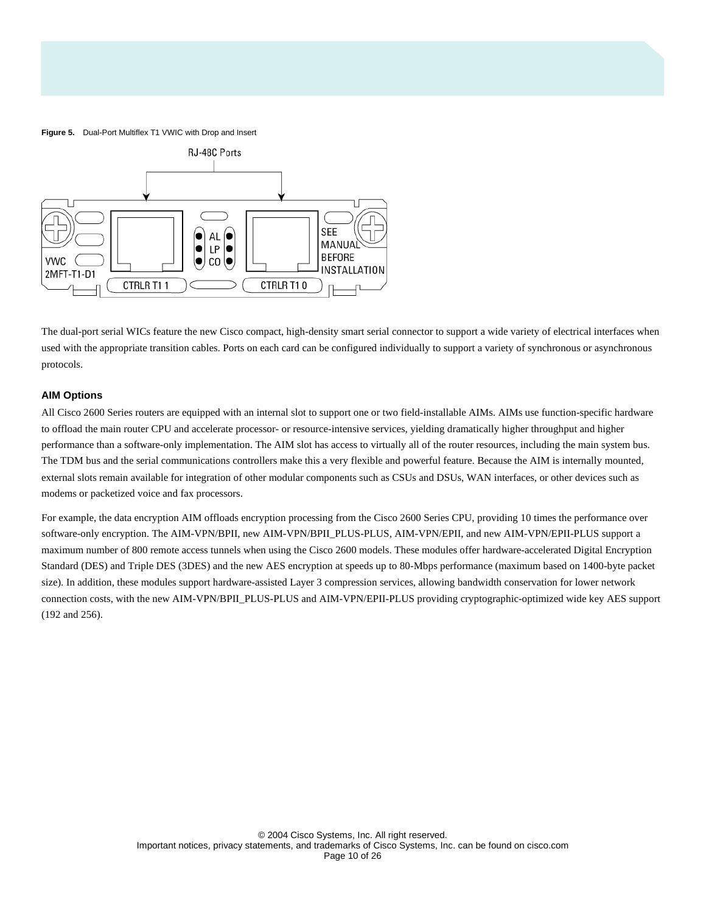**Figure 5.** Dual-Port Multiflex T1 VWIC with Drop and Insert

The dual-port serial WICs feature the new Cisco compact, high-density smart serial connector to support a wide variety of electrical interfaces when used with the appropriate transition cables. Ports on each card can be configured individually to support a variety of synchronous or asynchronous protocols.

### AIM Options

All Cisco 2600 Series routers are equipped with an internal slot to support one or two field-installable AIMs. AIMs use function-specific hardware to offload the main router CPU and accelerate processor- or resource-intensive services, yielding dramatically higher throughput and higher performance than a software-only implementation. The AIM slot has access to virtually all of the router resources, including the main system bus. The TDM bus and the serial communications controllers make this a very flexible and powerful feature. Because the AIM is internally mounted, external slots remain available for integration of other modular components such as CSUs and DSUs, WAN interfaces, or other devices such as modems or packetized voice and fax processors.

For example, the data encryption AIM offloads encryption processing from the Cisco 2600 Series CPU, providing 10 times the performance over software-only encryption. The AIM-VPN/BPII, new AIM-VPN/BPII_PLUS-PLUS, AIM-VPN/EPII, and new AIM-VPN/EPII-PLUS support a maximum number of 800 remote access tunnels when using the Cisco 2600 models. These modules offer hardware-accelerated Digital Encryption Standard (DES) and Triple DES (3DES) and the new AES encryption at speeds up to 80-Mbps performance (maximum based on 1400-byte packet size). In addition, these modules support hardware-assisted Layer 3 compression services, allowing bandwidth conservation for lower network connection costs, with the new AIM-VPN/BPII_PLUS-PLUS and AIM-VPN/EPII-PLUS providing cryptographic-optimized wide key AES support (192 and 256).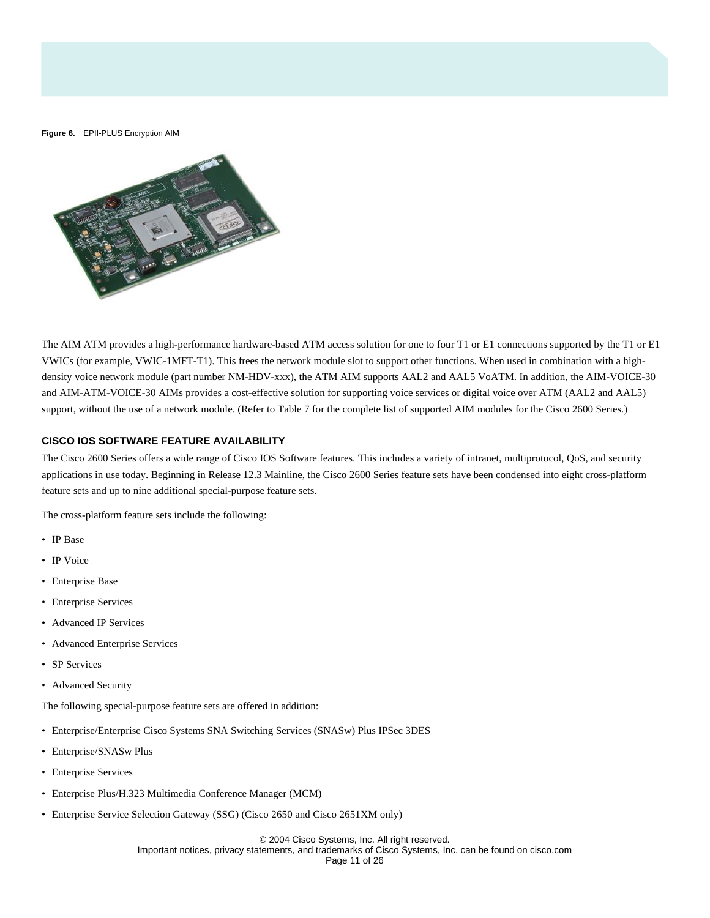**Figure 6.** EPII-PLUS Encryption AIM

The AIM ATM provides a high-performance hardware-based ATM access solution for one to four T1 or E1 connections supported by the T1 or E1 VWICs (for example, VWIC-1MFT-T1). This frees the network module slot to support other functions. When used in combination with a high-density voice network module (part number NM-HDV-xxx), the ATM AIM supports AAL2 and AAL5 VoATM. In addition, the AIM-VOICE-30 and AIM-ATM-VOICE-30 AIMs provides a cost-effective solution for supporting voice services or digital voice over ATM (AAL2 and AAL5) support, without the use of a network module. (Refer to Table 7 for the complete list of supported AIM modules for the Cisco 2600 Series.)

## CISCO IOS SOFTWARE FEATURE AVAILABILITY

The Cisco 2600 Series offers a wide range of Cisco IOS Software features. This includes a variety of intranet, multiprotocol, QoS, and security applications in use today. Beginning in Release 12.3 Mainline, the Cisco 2600 Series feature sets have been condensed into eight cross-platform feature sets and up to nine additional special-purpose feature sets.

The cross-platform feature sets include the following:

- IP Base
- IP Voice
- Enterprise Base
- Enterprise Services
- Advanced IP Services
- Advanced Enterprise Services
- SP Services
- Advanced Security

The following special-purpose feature sets are offered in addition:

- Enterprise/Enterprise Cisco Systems SNA Switching Services (SNASw) Plus IPSec 3DES
- Enterprise/SNASw Plus
- Enterprise Services
- Enterprise Plus/H.323 Multimedia Conference Manager (MCM)
- Enterprise Service Selection Gateway (SSG) (Cisco 2650 and Cisco 2651XM only)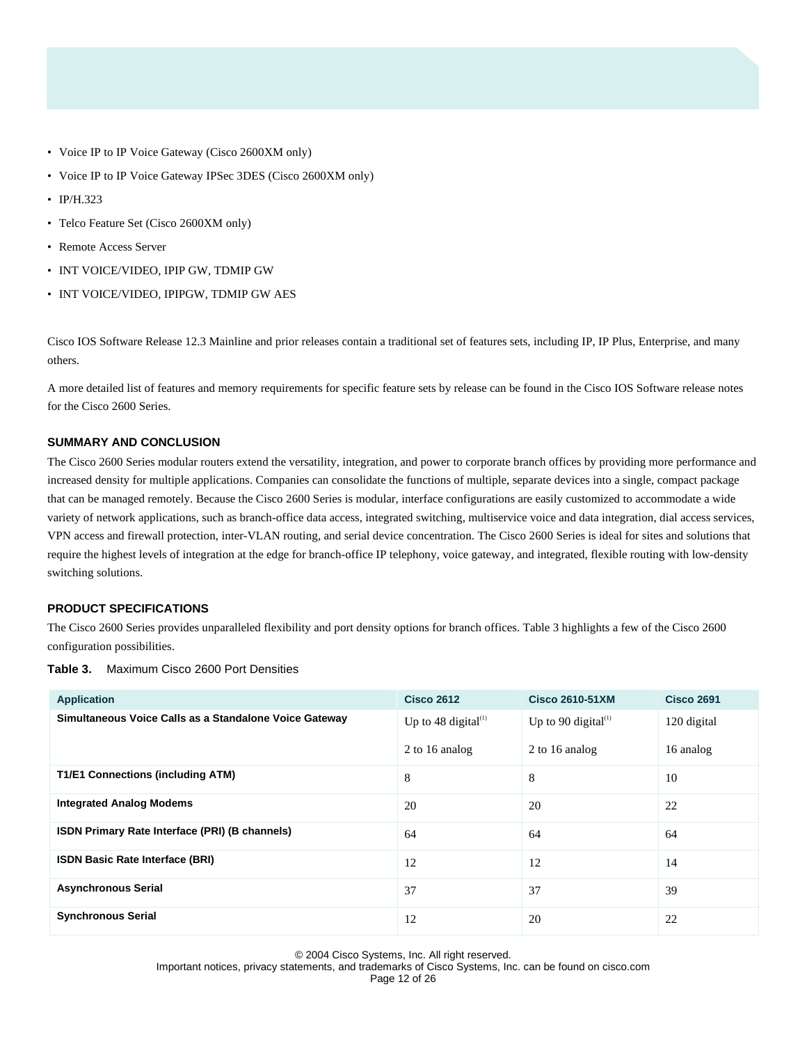- Voice IP to IP Voice Gateway (Cisco 2600XM only)
- Voice IP to IP Voice Gateway IPSec 3DES (Cisco 2600XM only)
- IP/H.323
- Telco Feature Set (Cisco 2600XM only)
- Remote Access Server
- INT VOICE/VIDEO, IPIP GW, TDMIP GW
- INT VOICE/VIDEO, IPIPGW, TDMIP GW AES

Cisco IOS Software Release 12.3 Mainline and prior releases contain a traditional set of features sets, including IP, IP Plus, Enterprise, and many others.

A more detailed list of features and memory requirements for specific feature sets by release can be found in the Cisco IOS Software release notes for the Cisco 2600 Series.

## SUMMARY AND CONCLUSION

The Cisco 2600 Series modular routers extend the versatility, integration, and power to corporate branch offices by providing more performance and increased density for multiple applications. Companies can consolidate the functions of multiple, separate devices into a single, compact package that can be managed remotely. Because the Cisco 2600 Series is modular, interface configurations are easily customized to accommodate a wide variety of network applications, such as branch-office data access, integrated switching, multiservice voice and data integration, dial access services, VPN access and firewall protection, inter-VLAN routing, and serial device concentration. The Cisco 2600 Series is ideal for sites and solutions that require the highest levels of integration at the edge for branch-office IP telephony, voice gateway, and integrated, flexible routing with low-density switching solutions.

## PRODUCT SPECIFICATIONS

The Cisco 2600 Series provides unparalleled flexibility and port density options for branch offices. Table 3 highlights a few of the Cisco 2600 configuration possibilities.

**Table 3.** Maximum Cisco 2600 Port Densities

| Application | Cisco 2612 | Cisco 2610-51XM | Cisco 2691 |
|---|---|---|---|
| **Simultaneous Voice Calls as a Standalone Voice Gateway** | Up to 48 digital[1]<br>2 to 16 analog | Up to 90 digital[1]<br>2 to 16 analog | 120 digital<br>16 analog |
| **T1/E1 Connections (including ATM)** | 8 | 8 | 10 |
| **Integrated Analog Modems** | 20 | 20 | 22 |
| **ISDN Primary Rate Interface (PRI) (B channels)** | 64 | 64 | 64 |
| **ISDN Basic Rate Interface (BRI)** | 12 | 12 | 14 |
| **Asynchronous Serial** | 37 | 37 | 39 |
| **Synchronous Serial** | 12 | 20 | 22 |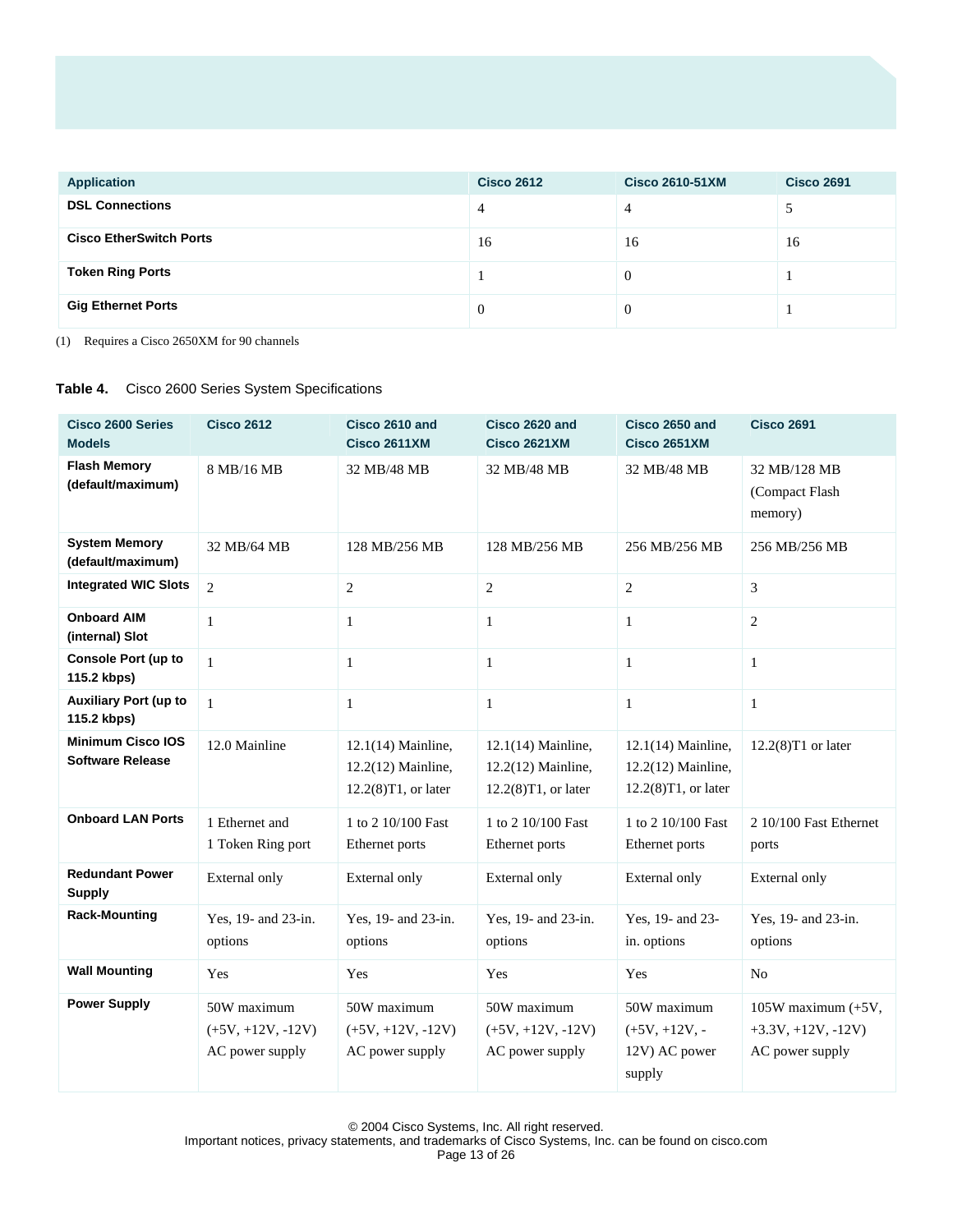| Application | Cisco 2612 | Cisco 2610-51XM | Cisco 2691 |
|---|---|---|---|
| **DSL Connections** | 4 | 4 | 5 |
| **Cisco EtherSwitch Ports** | 16 | 16 | 16 |
| **Token Ring Ports** | 1 | 0 | 1 |
| **Gig Ethernet Ports** | 0 | 0 | 1 |

(1) Requires a Cisco 2650XM for 90 channels

**Table 4.** Cisco 2600 Series System Specifications

| Cisco 2600 Series Models | Cisco 2612 | Cisco 2610 and Cisco 2611XM | Cisco 2620 and Cisco 2621XM | Cisco 2650 and Cisco 2651XM | Cisco 2691 |
|---|---|---|---|---|---|
| **Flash Memory (default/maximum)** | 8 MB/16 MB | 32 MB/48 MB | 32 MB/48 MB | 32 MB/48 MB | 32 MB/128 MB (Compact Flash memory) |
| **System Memory (default/maximum)** | 32 MB/64 MB | 128 MB/256 MB | 128 MB/256 MB | 256 MB/256 MB | 256 MB/256 MB |
| **Integrated WIC Slots** | 2 | 2 | 2 | 2 | 3 |
| **Onboard AIM (internal) Slot** | 1 | 1 | 1 | 1 | 2 |
| **Console Port (up to 115.2 kbps)** | 1 | 1 | 1 | 1 | 1 |
| **Auxiliary Port (up to 115.2 kbps)** | 1 | 1 | 1 | 1 | 1 |
| **Minimum Cisco IOS Software Release** | 12.0 Mainline | 12.1(14) Mainline, 12.2(12) Mainline, 12.2(8)T1, or later | 12.1(14) Mainline, 12.2(12) Mainline, 12.2(8)T1, or later | 12.1(14) Mainline, 12.2(12) Mainline, 12.2(8)T1, or later | 12.2(8)T1 or later |
| **Onboard LAN Ports** | 1 Ethernet and 1 Token Ring port | 1 to 2 10/100 Fast Ethernet ports | 1 to 2 10/100 Fast Ethernet ports | 1 to 2 10/100 Fast Ethernet ports | 2 10/100 Fast Ethernet ports |
| **Redundant Power Supply** | External only | External only | External only | External only | External only |
| **Rack-Mounting** | Yes, 19- and 23-in. options | Yes, 19- and 23-in. options | Yes, 19- and 23-in. options | Yes, 19- and 23-in. options | Yes, 19- and 23-in. options |
| **Wall Mounting** | Yes | Yes | Yes | Yes | No |
| **Power Supply** | 50W maximum (+5V, +12V, -12V) AC power supply | 50W maximum (+5V, +12V, -12V) AC power supply | 50W maximum (+5V, +12V, -12V) AC power supply | 50W maximum (+5V, +12V, -12V) AC power supply | 105W maximum (+5V, +3.3V, +12V, -12V) AC power supply |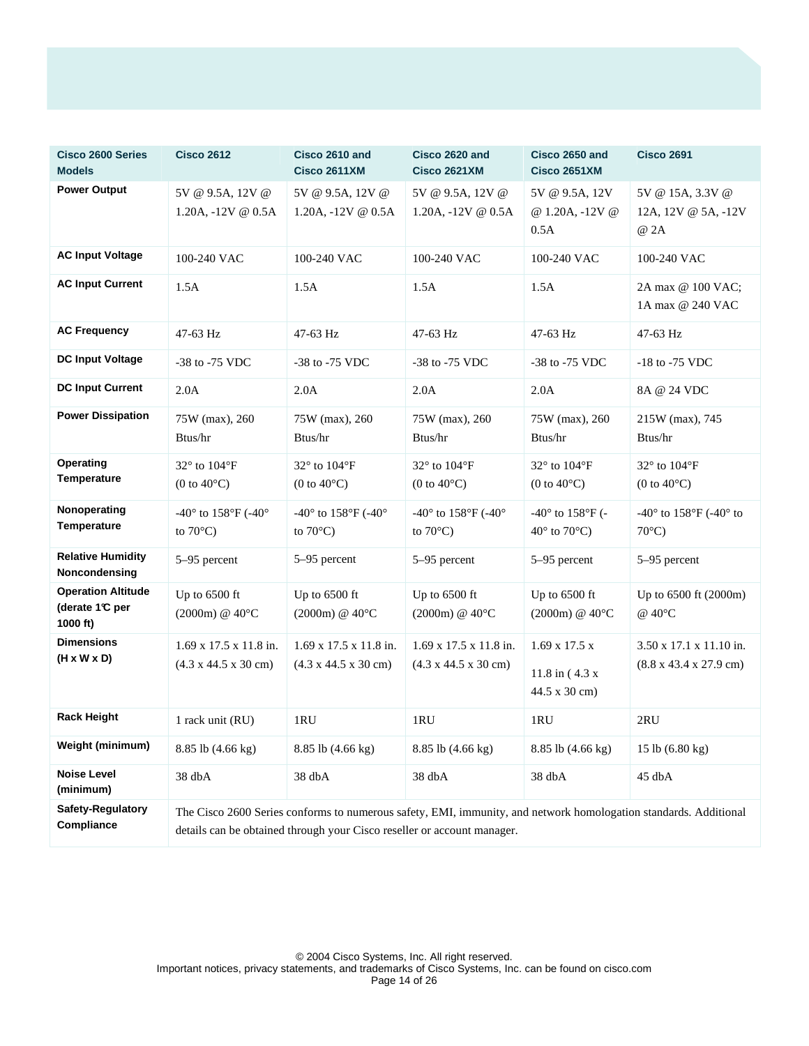| Cisco 2600 Series Models | Cisco 2612 | Cisco 2610 and Cisco 2611XM | Cisco 2620 and Cisco 2621XM | Cisco 2650 and Cisco 2651XM | Cisco 2691 |
|---|---|---|---|---|---|
| **Power Output** | 5V @ 9.5A, 12V @ 1.20A, -12V @ 0.5A | 5V @ 9.5A, 12V @ 1.20A, -12V @ 0.5A | 5V @ 9.5A, 12V @ 1.20A, -12V @ 0.5A | 5V @ 9.5A, 12V @ 1.20A, -12V @ 0.5A | 5V @ 15A, 3.3V @ 12A, 12V @ 5A, -12V @ 2A |
| **AC Input Voltage** | 100-240 VAC | 100-240 VAC | 100-240 VAC | 100-240 VAC | 100-240 VAC |
| **AC Input Current** | 1.5A | 1.5A | 1.5A | 1.5A | 2A max @ 100 VAC; 1A max @ 240 VAC |
| **AC Frequency** | 47-63 Hz | 47-63 Hz | 47-63 Hz | 47-63 Hz | 47-63 Hz |
| **DC Input Voltage** | -38 to -75 VDC | -38 to -75 VDC | -38 to -75 VDC | -38 to -75 VDC | -18 to -75 VDC |
| **DC Input Current** | 2.0A | 2.0A | 2.0A | 2.0A | 8A @ 24 VDC |
| **Power Dissipation** | 75W (max), 260 Btus/hr | 75W (max), 260 Btus/hr | 75W (max), 260 Btus/hr | 75W (max), 260 Btus/hr | 215W (max), 745 Btus/hr |
| **Operating Temperature** | 32° to 104°F (0 to 40°C) | 32° to 104°F (0 to 40°C) | 32° to 104°F (0 to 40°C) | 32° to 104°F (0 to 40°C) | 32° to 104°F (0 to 40°C) |
| **Nonoperating Temperature** | -40° to 158°F (-40° to 70°C) | -40° to 158°F (-40° to 70°C) | -40° to 158°F (-40° to 70°C) | -40° to 158°F (-40° to 70°C) | -40° to 158°F (-40° to 70°C) |
| **Relative Humidity Noncondensing** | 5–95 percent | 5–95 percent | 5–95 percent | 5–95 percent | 5–95 percent |
| **Operation Altitude (derate 1°C per 1000 ft)** | Up to 6500 ft (2000m) @ 40°C | Up to 6500 ft (2000m) @ 40°C | Up to 6500 ft (2000m) @ 40°C | Up to 6500 ft (2000m) @ 40°C | Up to 6500 ft (2000m) @ 40°C |
| **Dimensions (H x W x D)** | 1.69 x 17.5 x 11.8 in. (4.3 x 44.5 x 30 cm) | 1.69 x 17.5 x 11.8 in. (4.3 x 44.5 x 30 cm) | 1.69 x 17.5 x 11.8 in. (4.3 x 44.5 x 30 cm) | 1.69 x 17.5 x 11.8 in ( 4.3 x 44.5 x 30 cm) | 3.50 x 17.1 x 11.10 in. (8.8 x 43.4 x 27.9 cm) |
| **Rack Height** | 1 rack unit (RU) | 1RU | 1RU | 1RU | 2RU |
| **Weight (minimum)** | 8.85 lb (4.66 kg) | 8.85 lb (4.66 kg) | 8.85 lb (4.66 kg) | 8.85 lb (4.66 kg) | 15 lb (6.80 kg) |
| **Noise Level (minimum)** | 38 dbA | 38 dbA | 38 dbA | 38 dbA | 45 dbA |
| **Safety-Regulatory Compliance** | The Cisco 2600 Series conforms to numerous safety, EMI, immunity, and network homologation standards. Additional details can be obtained through your Cisco reseller or account manager. | | | | |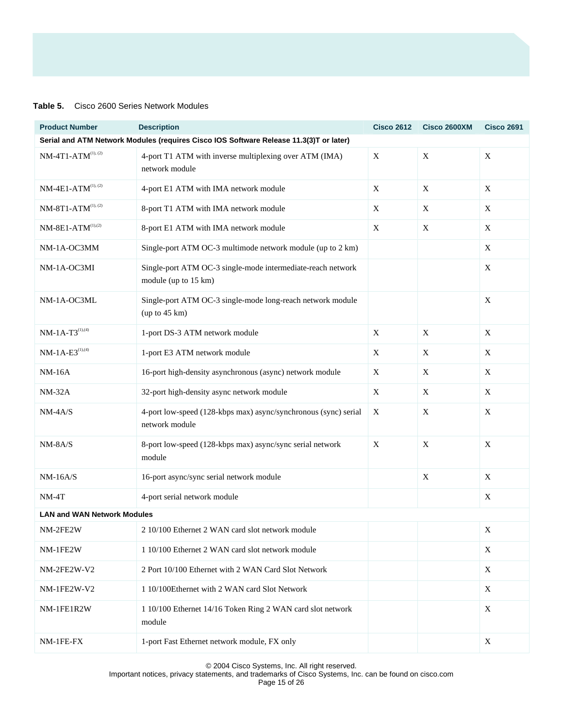**Table 5.** Cisco 2600 Series Network Modules

| Product Number | Description | Cisco 2612 | Cisco 2600XM | Cisco 2691 |
|---|---|---|---|---|
| **Serial and ATM Network Modules (requires Cisco IOS Software Release 11.3(3)T or later)** | | | | |
| NM-4T1-ATM[(1), (2)] | 4-port T1 ATM with inverse multiplexing over ATM (IMA) network module | X | X | X |
| NM-4E1-ATM[(1), (2)] | 4-port E1 ATM with IMA network module | X | X | X |
| NM-8T1-ATM[(1), (2)] | 8-port T1 ATM with IMA network module | X | X | X |
| NM-8E1-ATM[(1),(2)] | 8-port E1 ATM with IMA network module | X | X | X |
| NM-1A-OC3MM | Single-port ATM OC-3 multimode network module (up to 2 km) | | | X |
| NM-1A-OC3MI | Single-port ATM OC-3 single-mode intermediate-reach network module (up to 15 km) | | | X |
| NM-1A-OC3ML | Single-port ATM OC-3 single-mode long-reach network module (up to 45 km) | | | X |
| NM-1A-T3[(1),(4)] | 1-port DS-3 ATM network module | X | X | X |
| NM-1A-E3[(1),(4)] | 1-port E3 ATM network module | X | X | X |
| NM-16A | 16-port high-density asynchronous (async) network module | X | X | X |
| NM-32A | 32-port high-density async network module | X | X | X |
| NM-4A/S | 4-port low-speed (128-kbps max) async/synchronous (sync) serial network module | X | X | X |
| NM-8A/S | 8-port low-speed (128-kbps max) async/sync serial network module | X | X | X |
| NM-16A/S | 16-port async/sync serial network module | | X | X |
| NM-4T | 4-port serial network module | | | X |
| **LAN and WAN Network Modules** | | | | |
| NM-2FE2W | 2 10/100 Ethernet 2 WAN card slot network module | | | X |
| NM-1FE2W | 1 10/100 Ethernet 2 WAN card slot network module | | | X |
| NM-2FE2W-V2 | 2 Port 10/100 Ethernet with 2 WAN Card Slot Network | | | X |
| NM-1FE2W-V2 | 1 10/100Ethernet with 2 WAN card Slot Network | | | X |
| NM-1FE1R2W | 1 10/100 Ethernet 14/16 Token Ring 2 WAN card slot network module | | | X |
| NM-1FE-FX | 1-port Fast Ethernet network module, FX only | | | X |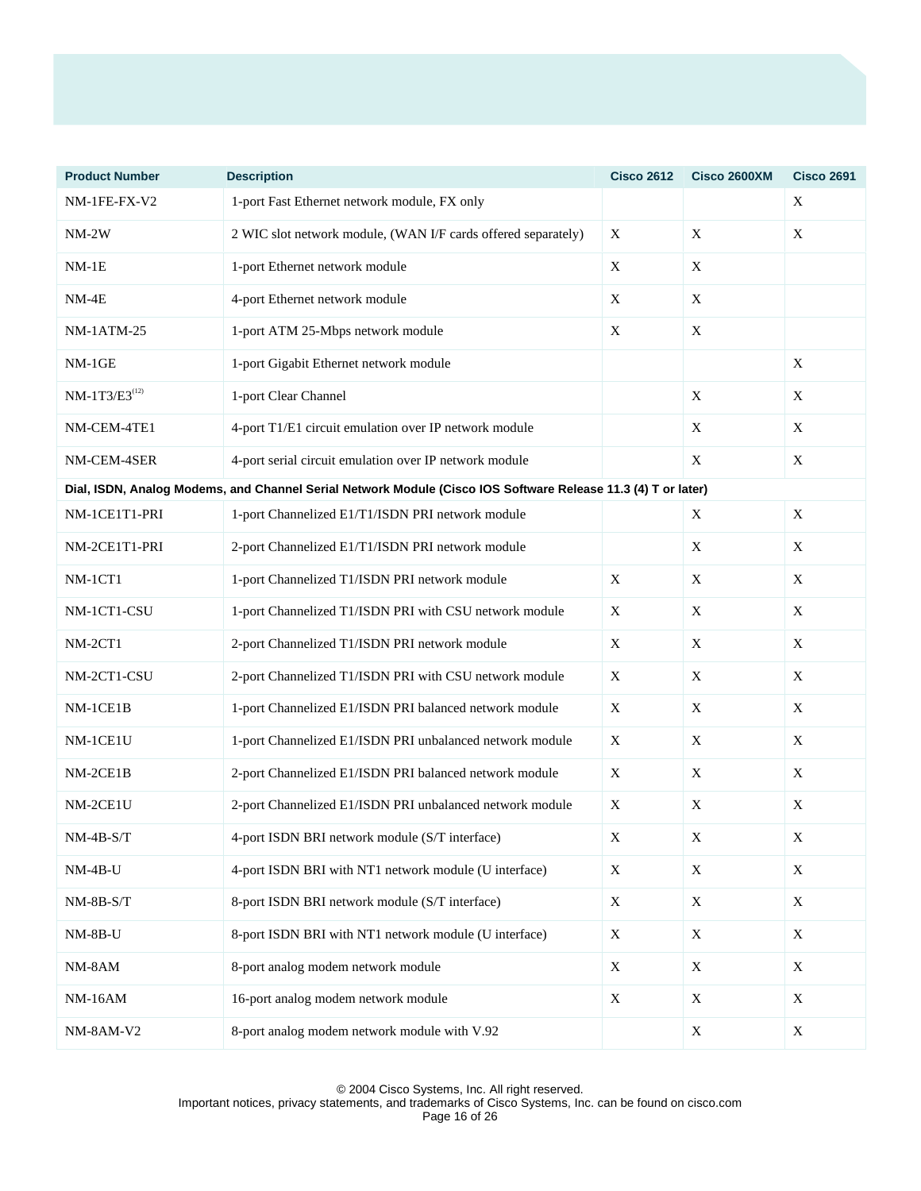| Product Number | Description | Cisco 2612 | Cisco 2600XM | Cisco 2691 |
|---|---|---|---|---|
| NM-1FE-FX-V2 | 1-port Fast Ethernet network module, FX only | | | X |
| NM-2W | 2 WIC slot network module, (WAN I/F cards offered separately) | X | X | X |
| NM-1E | 1-port Ethernet network module | X | X | |
| NM-4E | 4-port Ethernet network module | X | X | |
| NM-1ATM-25 | 1-port ATM 25-Mbps network module | X | X | |
| NM-1GE | 1-port Gigabit Ethernet network module | | | X |
| NM-1T3/E3[12] | 1-port Clear Channel | | X | X |
| NM-CEM-4TE1 | 4-port T1/E1 circuit emulation over IP network module | | X | X |
| NM-CEM-4SER | 4-port serial circuit emulation over IP network module | | X | X |
| **Dial, ISDN, Analog Modems, and Channel Serial Network Module (Cisco IOS Software Release 11.3 (4) T or later)** | | | | |
| NM-1CE1T1-PRI | 1-port Channelized E1/T1/ISDN PRI network module | | X | X |
| NM-2CE1T1-PRI | 2-port Channelized E1/T1/ISDN PRI network module | | X | X |
| NM-1CT1 | 1-port Channelized T1/ISDN PRI network module | X | X | X |
| NM-1CT1-CSU | 1-port Channelized T1/ISDN PRI with CSU network module | X | X | X |
| NM-2CT1 | 2-port Channelized T1/ISDN PRI network module | X | X | X |
| NM-2CT1-CSU | 2-port Channelized T1/ISDN PRI with CSU network module | X | X | X |
| NM-1CE1B | 1-port Channelized E1/ISDN PRI balanced network module | X | X | X |
| NM-1CE1U | 1-port Channelized E1/ISDN PRI unbalanced network module | X | X | X |
| NM-2CE1B | 2-port Channelized E1/ISDN PRI balanced network module | X | X | X |
| NM-2CE1U | 2-port Channelized E1/ISDN PRI unbalanced network module | X | X | X |
| NM-4B-S/T | 4-port ISDN BRI network module (S/T interface) | X | X | X |
| NM-4B-U | 4-port ISDN BRI with NT1 network module (U interface) | X | X | X |
| NM-8B-S/T | 8-port ISDN BRI network module (S/T interface) | X | X | X |
| NM-8B-U | 8-port ISDN BRI with NT1 network module (U interface) | X | X | X |
| NM-8AM | 8-port analog modem network module | X | X | X |
| NM-16AM | 16-port analog modem network module | X | X | X |
| NM-8AM-V2 | 8-port analog modem network module with V.92 | | X | X |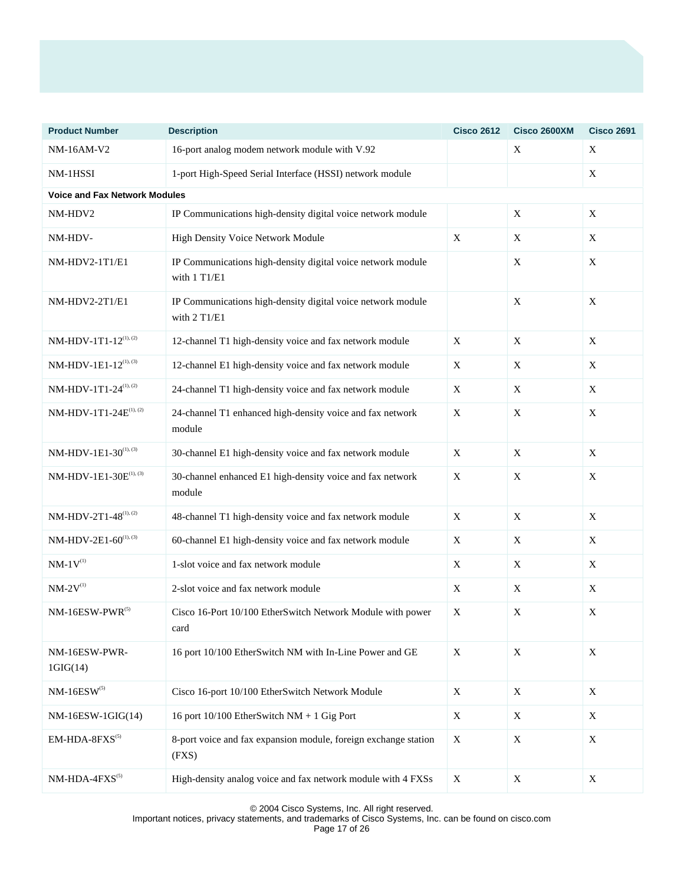| Product Number | Description | Cisco 2612 | Cisco 2600XM | Cisco 2691 |
|---|---|---|---|---|
| NM-16AM-V2 | 16-port analog modem network module with V.92 | | X | X |
| NM-1HSSI | 1-port High-Speed Serial Interface (HSSI) network module | | | X |
| **Voice and Fax Network Modules** | | | | |
| NM-HDV2 | IP Communications high-density digital voice network module | | X | X |
| NM-HDV- | High Density Voice Network Module | X | X | X |
| NM-HDV2-1T1/E1 | IP Communications high-density digital voice network module with 1 T1/E1 | | X | X |
| NM-HDV2-2T1/E1 | IP Communications high-density digital voice network module with 2 T1/E1 | | X | X |
| NM-HDV-1T1-12[1, 2] | 12-channel T1 high-density voice and fax network module | X | X | X |
| NM-HDV-1E1-12[1, 3] | 12-channel E1 high-density voice and fax network module | X | X | X |
| NM-HDV-1T1-24[1, 2] | 24-channel T1 high-density voice and fax network module | X | X | X |
| NM-HDV-1T1-24E[1, 2] | 24-channel T1 enhanced high-density voice and fax network module | X | X | X |
| NM-HDV-1E1-30[1, 3] | 30-channel E1 high-density voice and fax network module | X | X | X |
| NM-HDV-1E1-30E[1, 3] | 30-channel enhanced E1 high-density voice and fax network module | X | X | X |
| NM-HDV-2T1-48[1, 2] | 48-channel T1 high-density voice and fax network module | X | X | X |
| NM-HDV-2E1-60[1, 3] | 60-channel E1 high-density voice and fax network module | X | X | X |
| NM-1V[1] | 1-slot voice and fax network module | X | X | X |
| NM-2V[1] | 2-slot voice and fax network module | X | X | X |
| NM-16ESW-PWR[5] | Cisco 16-Port 10/100 EtherSwitch Network Module with power card | X | X | X |
| NM-16ESW-PWR-1GIG(14) | 16 port 10/100 EtherSwitch NM with In-Line Power and GE | X | X | X |
| NM-16ESW[5] | Cisco 16-port 10/100 EtherSwitch Network Module | X | X | X |
| NM-16ESW-1GIG(14) | 16 port 10/100 EtherSwitch NM + 1 Gig Port | X | X | X |
| EM-HDA-8FXS[5] | 8-port voice and fax expansion module, foreign exchange station (FXS) | X | X | X |
| NM-HDA-4FXS[5] | High-density analog voice and fax network module with 4 FXSs | X | X | X |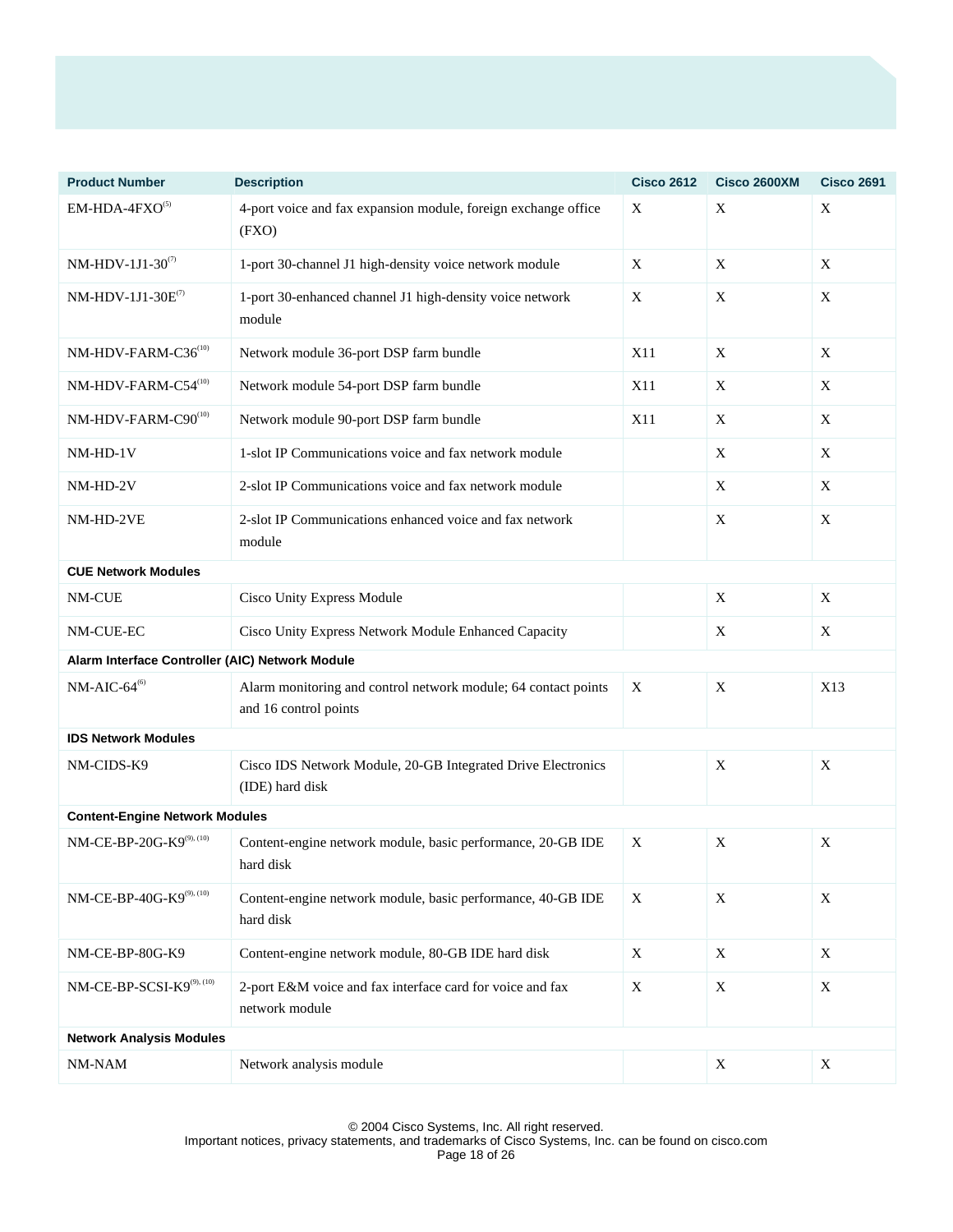| Product Number | Description | Cisco 2612 | Cisco 2600XM | Cisco 2691 |
| --- | --- | --- | --- | --- |
| EM-HDA-4FXO[5] | 4-port voice and fax expansion module, foreign exchange office (FXO) | X | X | X |
| NM-HDV-1J1-30[7] | 1-port 30-channel J1 high-density voice network module | X | X | X |
| NM-HDV-1J1-30E[7] | 1-port 30-enhanced channel J1 high-density voice network module | X | X | X |
| NM-HDV-FARM-C36[10] | Network module 36-port DSP farm bundle | X11 | X | X |
| NM-HDV-FARM-C54[10] | Network module 54-port DSP farm bundle | X11 | X | X |
| NM-HDV-FARM-C90[10] | Network module 90-port DSP farm bundle | X11 | X | X |
| NM-HD-1V | 1-slot IP Communications voice and fax network module | | X | X |
| NM-HD-2V | 2-slot IP Communications voice and fax network module | | X | X |
| NM-HD-2VE | 2-slot IP Communications enhanced voice and fax network module | | X | X |
| **CUE Network Modules** | | | | |
| NM-CUE | Cisco Unity Express Module | | X | X |
| NM-CUE-EC | Cisco Unity Express Network Module Enhanced Capacity | | X | X |
| **Alarm Interface Controller (AIC) Network Module** | | | | |
| NM-AIC-64[6] | Alarm monitoring and control network module; 64 contact points and 16 control points | X | X | X13 |
| **IDS Network Modules** | | | | |
| NM-CIDS-K9 | Cisco IDS Network Module, 20-GB Integrated Drive Electronics (IDE) hard disk | | X | X |
| **Content-Engine Network Modules** | | | | |
| NM-CE-BP-20G-K9[9], [10] | Content-engine network module, basic performance, 20-GB IDE hard disk | X | X | X |
| NM-CE-BP-40G-K9[9], [10] | Content-engine network module, basic performance, 40-GB IDE hard disk | X | X | X |
| NM-CE-BP-80G-K9 | Content-engine network module, 80-GB IDE hard disk | X | X | X |
| NM-CE-BP-SCSI-K9[9], [10] | 2-port E&M voice and fax interface card for voice and fax network module | X | X | X |
| **Network Analysis Modules** | | | | |
| NM-NAM | Network analysis module | | X | X |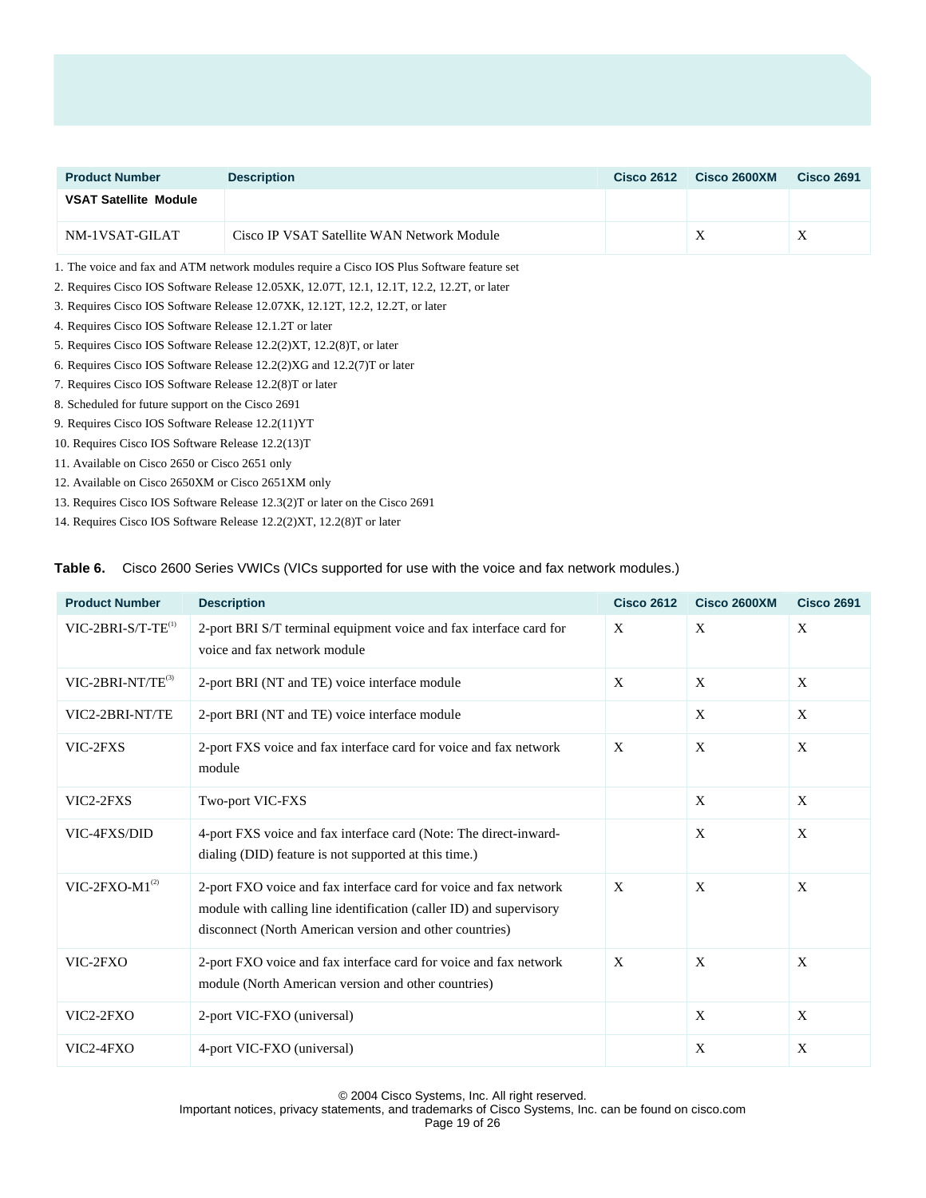| Product Number | Description | Cisco 2612 | Cisco 2600XM | Cisco 2691 |
|---|---|---|---|---|
| **VSAT Satellite Module** | | | | |
| NM-1VSAT-GILAT | Cisco IP VSAT Satellite WAN Network Module | | X | X |

1. The voice and fax and ATM network modules require a Cisco IOS Plus Software feature set
2. Requires Cisco IOS Software Release 12.05XK, 12.07T, 12.1, 12.1T, 12.2, 12.2T, or later
3. Requires Cisco IOS Software Release 12.07XK, 12.12T, 12.2, 12.2T, or later
4. Requires Cisco IOS Software Release 12.1.2T or later
5. Requires Cisco IOS Software Release 12.2(2)XT, 12.2(8)T, or later
6. Requires Cisco IOS Software Release 12.2(2)XG and 12.2(7)T or later
7. Requires Cisco IOS Software Release 12.2(8)T or later
8. Scheduled for future support on the Cisco 2691
9. Requires Cisco IOS Software Release 12.2(11)YT
10. Requires Cisco IOS Software Release 12.2(13)T
11. Available on Cisco 2650 or Cisco 2651 only
12. Available on Cisco 2650XM or Cisco 2651XM only
13. Requires Cisco IOS Software Release 12.3(2)T or later on the Cisco 2691
14. Requires Cisco IOS Software Release 12.2(2)XT, 12.2(8)T or later

**Table 6.** Cisco 2600 Series VWICs (VICs supported for use with the voice and fax network modules.)

| Product Number | Description | Cisco 2612 | Cisco 2600XM | Cisco 2691 |
|---|---|---|---|---|
| VIC-2BRI-S/T-TE[1] | 2-port BRI S/T terminal equipment voice and fax interface card for voice and fax network module | X | X | X |
| VIC-2BRI-NT/TE[3] | 2-port BRI (NT and TE) voice interface module | X | X | X |
| VIC2-2BRI-NT/TE | 2-port BRI (NT and TE) voice interface module | | X | X |
| VIC-2FXS | 2-port FXS voice and fax interface card for voice and fax network module | X | X | X |
| VIC2-2FXS | Two-port VIC-FXS | | X | X |
| VIC-4FXS/DID | 4-port FXS voice and fax interface card (Note: The direct-inward-dialing (DID) feature is not supported at this time.) | | X | X |
| VIC-2FXO-M1[2] | 2-port FXO voice and fax interface card for voice and fax network module with calling line identification (caller ID) and supervisory disconnect (North American version and other countries) | X | X | X |
| VIC-2FXO | 2-port FXO voice and fax interface card for voice and fax network module (North American version and other countries) | X | X | X |
| VIC2-2FXO | 2-port VIC-FXO (universal) | | X | X |
| VIC2-4FXO | 4-port VIC-FXO (universal) | | X | X |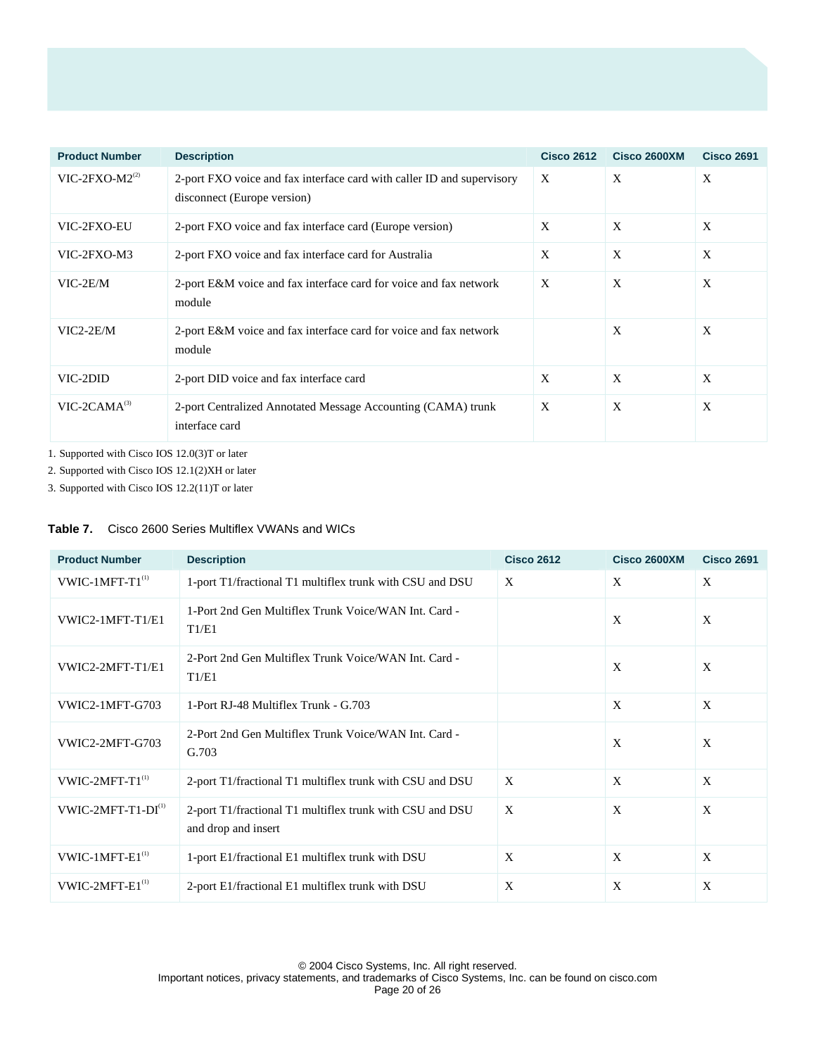| Product Number | Description | Cisco 2612 | Cisco 2600XM | Cisco 2691 |
|---|---|---|---|---|
| VIC-2FXO-M2[2] | 2-port FXO voice and fax interface card with caller ID and supervisory disconnect (Europe version) | X | X | X |
| VIC-2FXO-EU | 2-port FXO voice and fax interface card (Europe version) | X | X | X |
| VIC-2FXO-M3 | 2-port FXO voice and fax interface card for Australia | X | X | X |
| VIC-2E/M | 2-port E&M voice and fax interface card for voice and fax network module | X | X | X |
| VIC2-2E/M | 2-port E&M voice and fax interface card for voice and fax network module | | X | X |
| VIC-2DID | 2-port DID voice and fax interface card | X | X | X |
| VIC-2CAMA[3] | 2-port Centralized Annotated Message Accounting (CAMA) trunk interface card | X | X | X |

1. Supported with Cisco IOS 12.0(3)T or later
2. Supported with Cisco IOS 12.1(2)XH or later
3. Supported with Cisco IOS 12.2(11)T or later

**Table 7.** Cisco 2600 Series Multiflex VWANs and WICs

| Product Number | Description | Cisco 2612 | Cisco 2600XM | Cisco 2691 |
|---|---|---|---|---|
| VWIC-1MFT-T1[1] | 1-port T1/fractional T1 multiflex trunk with CSU and DSU | X | X | X |
| VWIC2-1MFT-T1/E1 | 1-Port 2nd Gen Multiflex Trunk Voice/WAN Int. Card - T1/E1 | | X | X |
| VWIC2-2MFT-T1/E1 | 2-Port 2nd Gen Multiflex Trunk Voice/WAN Int. Card - T1/E1 | | X | X |
| VWIC2-1MFT-G703 | 1-Port RJ-48 Multiflex Trunk - G.703 | | X | X |
| VWIC2-2MFT-G703 | 2-Port 2nd Gen Multiflex Trunk Voice/WAN Int. Card - G.703 | | X | X |
| VWIC-2MFT-T1[1] | 2-port T1/fractional T1 multiflex trunk with CSU and DSU | X | X | X |
| VWIC-2MFT-T1-DI[1] | 2-port T1/fractional T1 multiflex trunk with CSU and DSU and drop and insert | X | X | X |
| VWIC-1MFT-E1[1] | 1-port E1/fractional E1 multiflex trunk with DSU | X | X | X |
| VWIC-2MFT-E1[1] | 2-port E1/fractional E1 multiflex trunk with DSU | X | X | X |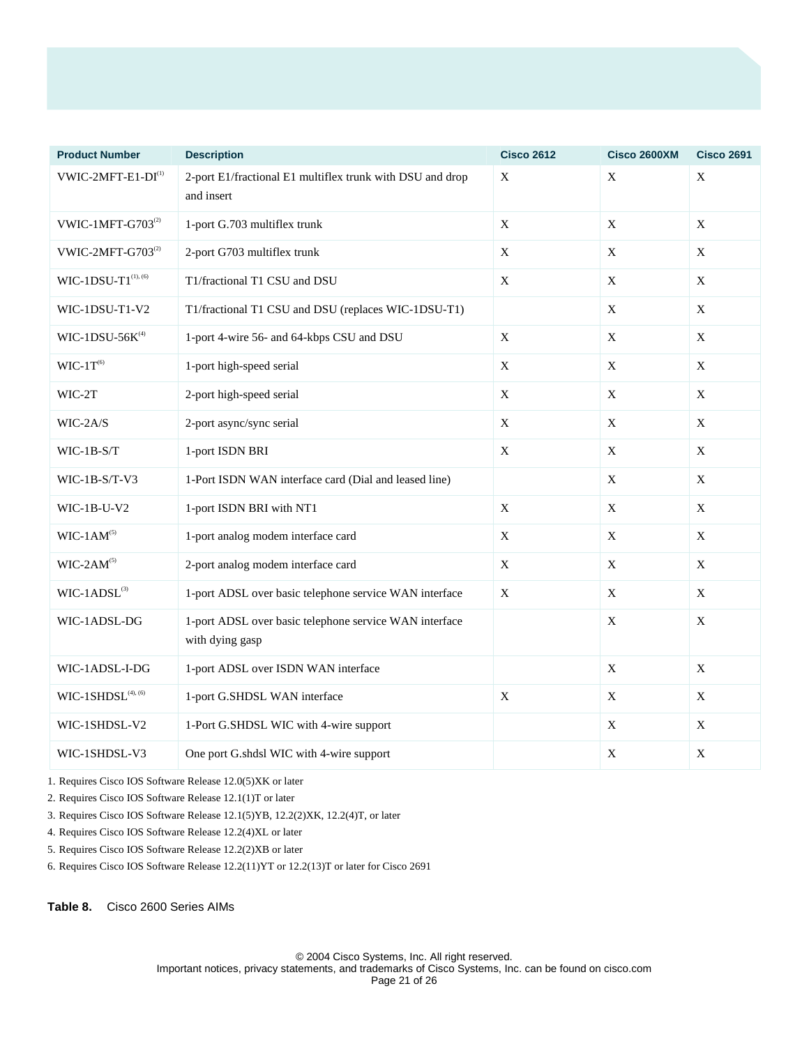| Product Number | Description | Cisco 2612 | Cisco 2600XM | Cisco 2691 |
|---|---|---|---|---|
| VWIC-2MFT-E1-DI[1] | 2-port E1/fractional E1 multiflex trunk with DSU and drop and insert | X | X | X |
| VWIC-1MFT-G703[2] | 1-port G.703 multiflex trunk | X | X | X |
| VWIC-2MFT-G703[2] | 2-port G703 multiflex trunk | X | X | X |
| WIC-1DSU-T1[1, 6] | T1/fractional T1 CSU and DSU | X | X | X |
| WIC-1DSU-T1-V2 | T1/fractional T1 CSU and DSU (replaces WIC-1DSU-T1) | | X | X |
| WIC-1DSU-56K[4] | 1-port 4-wire 56- and 64-kbps CSU and DSU | X | X | X |
| WIC-1T[6] | 1-port high-speed serial | X | X | X |
| WIC-2T | 2-port high-speed serial | X | X | X |
| WIC-2A/S | 2-port async/sync serial | X | X | X |
| WIC-1B-S/T | 1-port ISDN BRI | X | X | X |
| WIC-1B-S/T-V3 | 1-Port ISDN WAN interface card (Dial and leased line) | | X | X |
| WIC-1B-U-V2 | 1-port ISDN BRI with NT1 | X | X | X |
| WIC-1AM[5] | 1-port analog modem interface card | X | X | X |
| WIC-2AM[5] | 2-port analog modem interface card | X | X | X |
| WIC-1ADSL[3] | 1-port ADSL over basic telephone service WAN interface | X | X | X |
| WIC-1ADSL-DG | 1-port ADSL over basic telephone service WAN interface with dying gasp | | X | X |
| WIC-1ADSL-I-DG | 1-port ADSL over ISDN WAN interface | | X | X |
| WIC-1SHDSL[4, 6] | 1-port G.SHDSL WAN interface | X | X | X |
| WIC-1SHDSL-V2 | 1-Port G.SHDSL WIC with 4-wire support | | X | X |
| WIC-1SHDSL-V3 | One port G.shdsl WIC with 4-wire support | | X | X |

1. Requires Cisco IOS Software Release 12.0(5)XK or later
2. Requires Cisco IOS Software Release 12.1(1)T or later
3. Requires Cisco IOS Software Release 12.1(5)YB, 12.2(2)XK, 12.2(4)T, or later
4. Requires Cisco IOS Software Release 12.2(4)XL or later
5. Requires Cisco IOS Software Release 12.2(2)XB or later
6. Requires Cisco IOS Software Release 12.2(11)YT or 12.2(13)T or later for Cisco 2691

**Table 8.** Cisco 2600 Series AIMs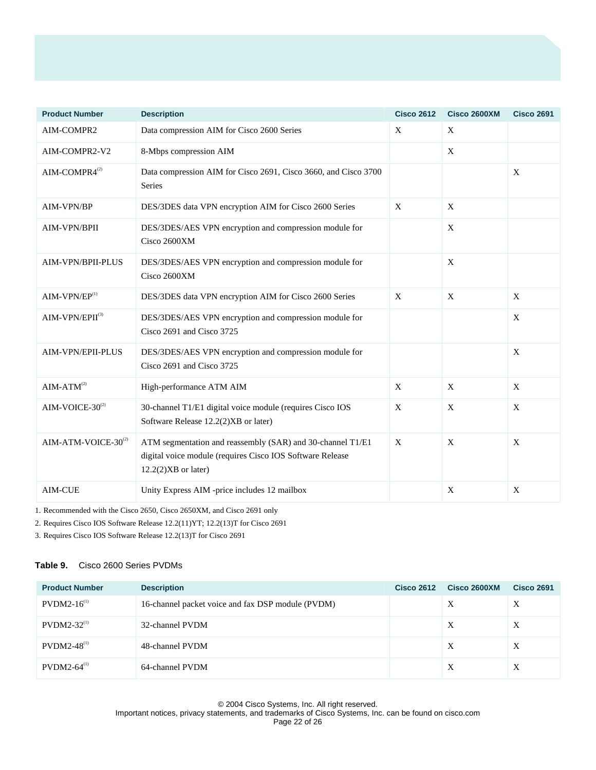| Product Number | Description | Cisco 2612 | Cisco 2600XM | Cisco 2691 |
|---|---|---|---|---|
| AIM-COMPR2 | Data compression AIM for Cisco 2600 Series | X | X | |
| AIM-COMPR2-V2 | 8-Mbps compression AIM | | X | |
| AIM-COMPR4[2] | Data compression AIM for Cisco 2691, Cisco 3660, and Cisco 3700 Series | | | X |
| AIM-VPN/BP | DES/3DES data VPN encryption AIM for Cisco 2600 Series | X | X | |
| AIM-VPN/BPII | DES/3DES/AES VPN encryption and compression module for Cisco 2600XM | | X | |
| AIM-VPN/BPII-PLUS | DES/3DES/AES VPN encryption and compression module for Cisco 2600XM | | X | |
| AIM-VPN/EP[1] | DES/3DES data VPN encryption AIM for Cisco 2600 Series | X | X | X |
| AIM-VPN/EPII[3] | DES/3DES/AES VPN encryption and compression module for Cisco 2691 and Cisco 3725 | | | X |
| AIM-VPN/EPII-PLUS | DES/3DES/AES VPN encryption and compression module for Cisco 2691 and Cisco 3725 | | | X |
| AIM-ATM[2] | High-performance ATM AIM | X | X | X |
| AIM-VOICE-30[2] | 30-channel T1/E1 digital voice module (requires Cisco IOS Software Release 12.2(2)XB or later) | X | X | X |
| AIM-ATM-VOICE-30[2] | ATM segmentation and reassembly (SAR) and 30-channel T1/E1 digital voice module (requires Cisco IOS Software Release 12.2(2)XB or later) | X | X | X |
| AIM-CUE | Unity Express AIM -price includes 12 mailbox | | X | X |

1. Recommended with the Cisco 2650, Cisco 2650XM, and Cisco 2691 only
2. Requires Cisco IOS Software Release 12.2(11)YT; 12.2(13)T for Cisco 2691
3. Requires Cisco IOS Software Release 12.2(13)T for Cisco 2691

**Table 9.** Cisco 2600 Series PVDMs

| Product Number | Description | Cisco 2612 | Cisco 2600XM | Cisco 2691 |
|---|---|---|---|---|
| PVDM2-16[1] | 16-channel packet voice and fax DSP module (PVDM) | | X | X |
| PVDM2-32[1] | 32-channel PVDM | | X | X |
| PVDM2-48[1] | 48-channel PVDM | | X | X |
| PVDM2-64[1] | 64-channel PVDM | | X | X |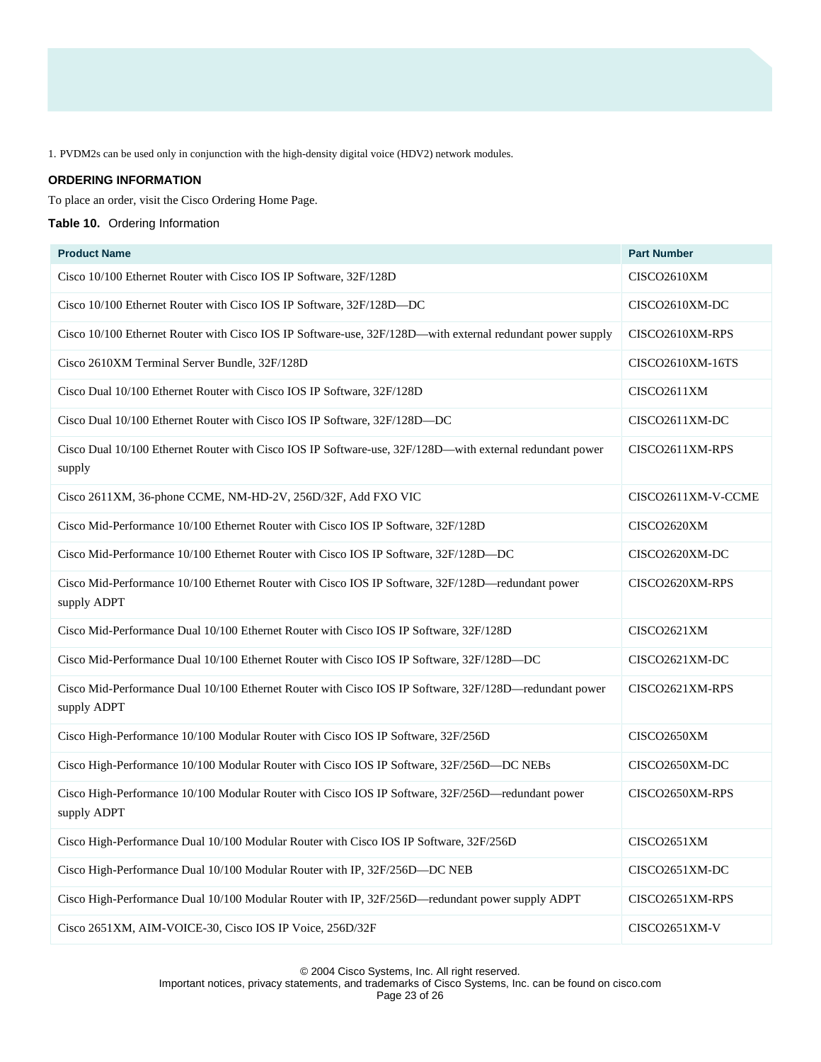1. PVDM2s can be used only in conjunction with the high-density digital voice (HDV2) network modules.

## ORDERING INFORMATION

To place an order, visit the Cisco Ordering Home Page.

**Table 10.** Ordering Information

| Product Name | Part Number |
|---|---|
| Cisco 10/100 Ethernet Router with Cisco IOS IP Software, 32F/128D | CISCO2610XM |
| Cisco 10/100 Ethernet Router with Cisco IOS IP Software, 32F/128D—DC | CISCO2610XM-DC |
| Cisco 10/100 Ethernet Router with Cisco IOS IP Software-use, 32F/128D—with external redundant power supply | CISCO2610XM-RPS |
| Cisco 2610XM Terminal Server Bundle, 32F/128D | CISCO2610XM-16TS |
| Cisco Dual 10/100 Ethernet Router with Cisco IOS IP Software, 32F/128D | CISCO2611XM |
| Cisco Dual 10/100 Ethernet Router with Cisco IOS IP Software, 32F/128D—DC | CISCO2611XM-DC |
| Cisco Dual 10/100 Ethernet Router with Cisco IOS IP Software-use, 32F/128D—with external redundant power supply | CISCO2611XM-RPS |
| Cisco 2611XM, 36-phone CCME, NM-HD-2V, 256D/32F, Add FXO VIC | CISCO2611XM-V-CCME |
| Cisco Mid-Performance 10/100 Ethernet Router with Cisco IOS IP Software, 32F/128D | CISCO2620XM |
| Cisco Mid-Performance 10/100 Ethernet Router with Cisco IOS IP Software, 32F/128D—DC | CISCO2620XM-DC |
| Cisco Mid-Performance 10/100 Ethernet Router with Cisco IOS IP Software, 32F/128D—redundant power supply ADPT | CISCO2620XM-RPS |
| Cisco Mid-Performance Dual 10/100 Ethernet Router with Cisco IOS IP Software, 32F/128D | CISCO2621XM |
| Cisco Mid-Performance Dual 10/100 Ethernet Router with Cisco IOS IP Software, 32F/128D—DC | CISCO2621XM-DC |
| Cisco Mid-Performance Dual 10/100 Ethernet Router with Cisco IOS IP Software, 32F/128D—redundant power supply ADPT | CISCO2621XM-RPS |
| Cisco High-Performance 10/100 Modular Router with Cisco IOS IP Software, 32F/256D | CISCO2650XM |
| Cisco High-Performance 10/100 Modular Router with Cisco IOS IP Software, 32F/256D—DC NEBs | CISCO2650XM-DC |
| Cisco High-Performance 10/100 Modular Router with Cisco IOS IP Software, 32F/256D—redundant power supply ADPT | CISCO2650XM-RPS |
| Cisco High-Performance Dual 10/100 Modular Router with Cisco IOS IP Software, 32F/256D | CISCO2651XM |
| Cisco High-Performance Dual 10/100 Modular Router with IP, 32F/256D—DC NEB | CISCO2651XM-DC |
| Cisco High-Performance Dual 10/100 Modular Router with IP, 32F/256D—redundant power supply ADPT | CISCO2651XM-RPS |
| Cisco 2651XM, AIM-VOICE-30, Cisco IOS IP Voice, 256D/32F | CISCO2651XM-V |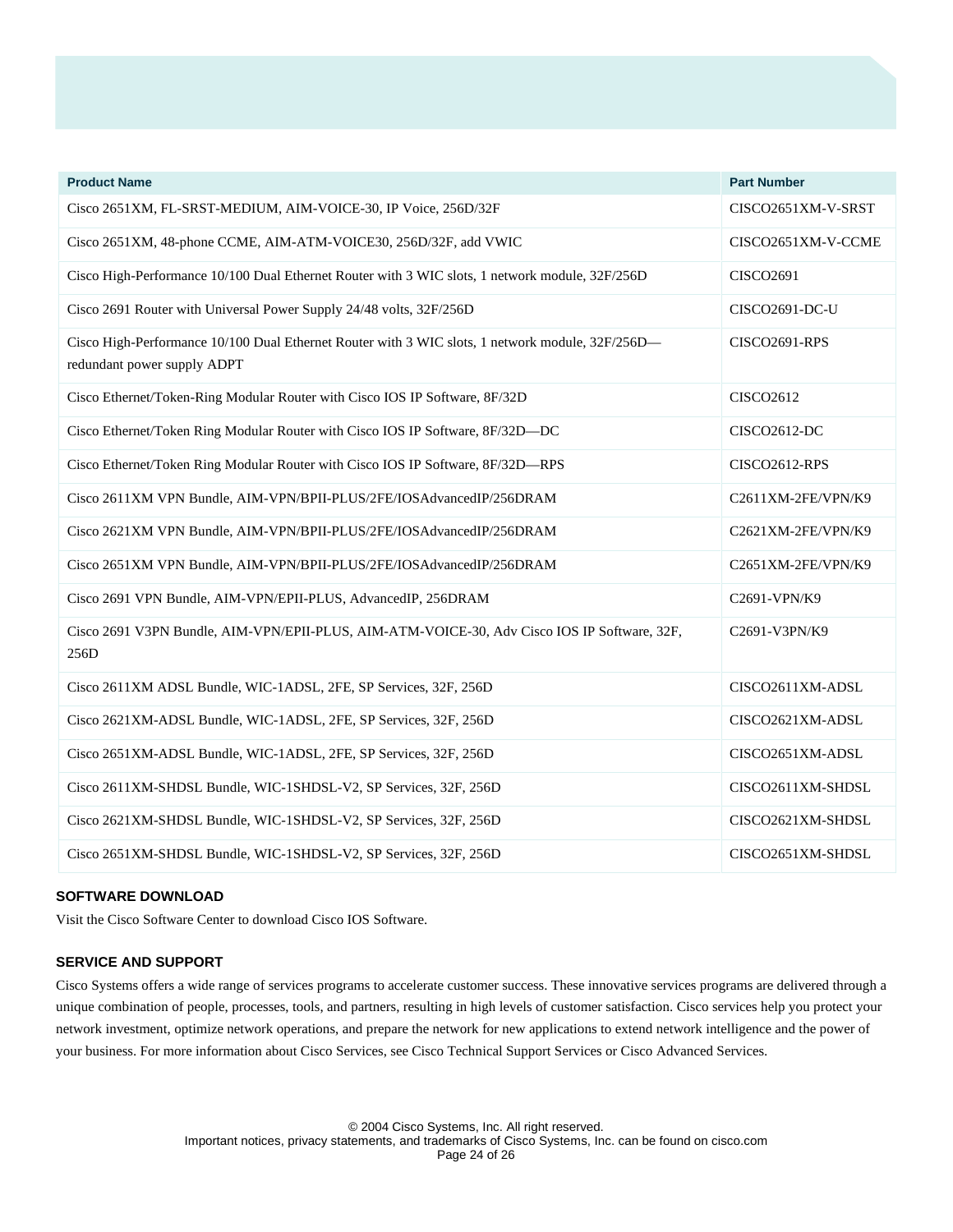| Product Name | Part Number |
| --- | --- |
| Cisco 2651XM, FL-SRST-MEDIUM, AIM-VOICE-30, IP Voice, 256D/32F | CISCO2651XM-V-SRST |
| Cisco 2651XM, 48-phone CCME, AIM-ATM-VOICE30, 256D/32F, add VWIC | CISCO2651XM-V-CCME |
| Cisco High-Performance 10/100 Dual Ethernet Router with 3 WIC slots, 1 network module, 32F/256D | CISCO2691 |
| Cisco 2691 Router with Universal Power Supply 24/48 volts, 32F/256D | CISCO2691-DC-U |
| Cisco High-Performance 10/100 Dual Ethernet Router with 3 WIC slots, 1 network module, 32F/256D—redundant power supply ADPT | CISCO2691-RPS |
| Cisco Ethernet/Token-Ring Modular Router with Cisco IOS IP Software, 8F/32D | CISCO2612 |
| Cisco Ethernet/Token Ring Modular Router with Cisco IOS IP Software, 8F/32D—DC | CISCO2612-DC |
| Cisco Ethernet/Token Ring Modular Router with Cisco IOS IP Software, 8F/32D—RPS | CISCO2612-RPS |
| Cisco 2611XM VPN Bundle, AIM-VPN/BPII-PLUS/2FE/IOSAdvancedIP/256DRAM | C2611XM-2FE/VPN/K9 |
| Cisco 2621XM VPN Bundle, AIM-VPN/BPII-PLUS/2FE/IOSAdvancedIP/256DRAM | C2621XM-2FE/VPN/K9 |
| Cisco 2651XM VPN Bundle, AIM-VPN/BPII-PLUS/2FE/IOSAdvancedIP/256DRAM | C2651XM-2FE/VPN/K9 |
| Cisco 2691 VPN Bundle, AIM-VPN/EPII-PLUS, AdvancedIP, 256DRAM | C2691-VPN/K9 |
| Cisco 2691 V3PN Bundle, AIM-VPN/EPII-PLUS, AIM-ATM-VOICE-30, Adv Cisco IOS IP Software, 32F, 256D | C2691-V3PN/K9 |
| Cisco 2611XM ADSL Bundle, WIC-1ADSL, 2FE, SP Services, 32F, 256D | CISCO2611XM-ADSL |
| Cisco 2621XM-ADSL Bundle, WIC-1ADSL, 2FE, SP Services, 32F, 256D | CISCO2621XM-ADSL |
| Cisco 2651XM-ADSL Bundle, WIC-1ADSL, 2FE, SP Services, 32F, 256D | CISCO2651XM-ADSL |
| Cisco 2611XM-SHDSL Bundle, WIC-1SHDSL-V2, SP Services, 32F, 256D | CISCO2611XM-SHDSL |
| Cisco 2621XM-SHDSL Bundle, WIC-1SHDSL-V2, SP Services, 32F, 256D | CISCO2621XM-SHDSL |
| Cisco 2651XM-SHDSL Bundle, WIC-1SHDSL-V2, SP Services, 32F, 256D | CISCO2651XM-SHDSL |

## SOFTWARE DOWNLOAD

Visit the Cisco Software Center to download Cisco IOS Software.

## SERVICE AND SUPPORT

Cisco Systems offers a wide range of services programs to accelerate customer success. These innovative services programs are delivered through a unique combination of people, processes, tools, and partners, resulting in high levels of customer satisfaction. Cisco services help you protect your network investment, optimize network operations, and prepare the network for new applications to extend network intelligence and the power of your business. For more information about Cisco Services, see Cisco Technical Support Services or Cisco Advanced Services.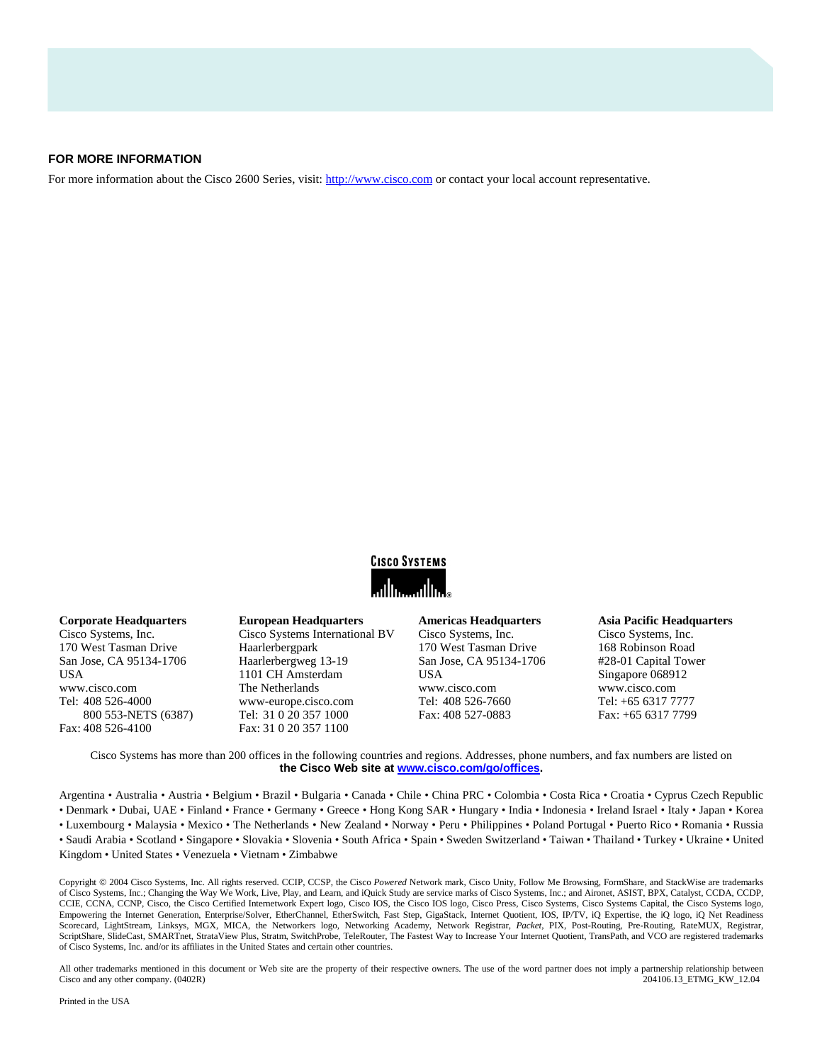## FOR MORE INFORMATION

For more information about the Cisco 2600 Series, visit: http://www.cisco.com or contact your local account representative.

CISCO SYSTEMS

**Corporate Headquarters**
Cisco Systems, Inc.
170 West Tasman Drive
San Jose, CA 95134-1706
USA
www.cisco.com
Tel: 408 526-4000
800 553-NETS (6387)
Fax: 408 526-4100

**European Headquarters**
Cisco Systems International BV
Haarlerbergpark
Haarlerbergweg 13-19
1101 CH Amsterdam
The Netherlands
www-europe.cisco.com
Tel: 31 0 20 357 1000
Fax: 31 0 20 357 1100

**Americas Headquarters**
Cisco Systems, Inc.
170 West Tasman Drive
San Jose, CA 95134-1706
USA
www.cisco.com
Tel: 408 526-7660
Fax: 408 527-0883

**Asia Pacific Headquarters**
Cisco Systems, Inc.
168 Robinson Road
#28-01 Capital Tower
Singapore 068912
www.cisco.com
Tel: +65 6317 7777
Fax: +65 6317 7799

Cisco Systems has more than 200 offices in the following countries and regions. Addresses, phone numbers, and fax numbers are listed on **the Cisco Web site at www.cisco.com/go/offices.**

Argentina • Australia • Austria • Belgium • Brazil • Bulgaria • Canada • Chile • China PRC • Colombia • Costa Rica • Croatia • Cyprus Czech Republic • Denmark • Dubai, UAE • Finland • France • Germany • Greece • Hong Kong SAR • Hungary • India • Indonesia • Ireland Israel • Italy • Japan • Korea • Luxembourg • Malaysia • Mexico • The Netherlands • New Zealand • Norway • Peru • Philippines • Poland Portugal • Puerto Rico • Romania • Russia • Saudi Arabia • Scotland • Singapore • Slovakia • Slovenia • South Africa • Spain • Sweden Switzerland • Taiwan • Thailand • Turkey • Ukraine • United Kingdom • United States • Venezuela • Vietnam • Zimbabwe

Copyright © 2004 Cisco Systems, Inc. All rights reserved. CCIP, CCSP, the Cisco *Powered* Network mark, Cisco Unity, Follow Me Browsing, FormShare, and StackWise are trademarks of Cisco Systems, Inc.; Changing the Way We Work, Live, Play, and Learn, and iQuick Study are service marks of Cisco Systems, Inc.; and Aironet, ASIST, BPX, Catalyst, CCDA, CCDP, CCIE, CCNA, CCNP, Cisco, the Cisco Certified Internetwork Expert logo, Cisco IOS, the Cisco IOS logo, Cisco Press, Cisco Systems, Cisco Systems Capital, the Cisco Systems logo, Empowering the Internet Generation, Enterprise/Solver, EtherChannel, EtherSwitch, Fast Step, GigaStack, Internet Quotient, IOS, IP/TV, iQ Expertise, the iQ logo, iQ Net Readiness Scorecard, LightStream, Linksys, MGX, MICA, the Networkers logo, Networking Academy, Network Registrar, *Packet*, PIX, Post-Routing, Pre-Routing, RateMUX, Registrar, ScriptShare, SlideCast, SMARTnet, StrataView Plus, Stratm, SwitchProbe, TeleRouter, The Fastest Way to Increase Your Internet Quotient, TransPath, and VCO are registered trademarks of Cisco Systems, Inc. and/or its affiliates in the United States and certain other countries.

All other trademarks mentioned in this document or Web site are the property of their respective owners. The use of the word partner does not imply a partnership relationship between Cisco and any other company. (0402R) 204106.13_ETMG_KW_12.04

Printed in the USA